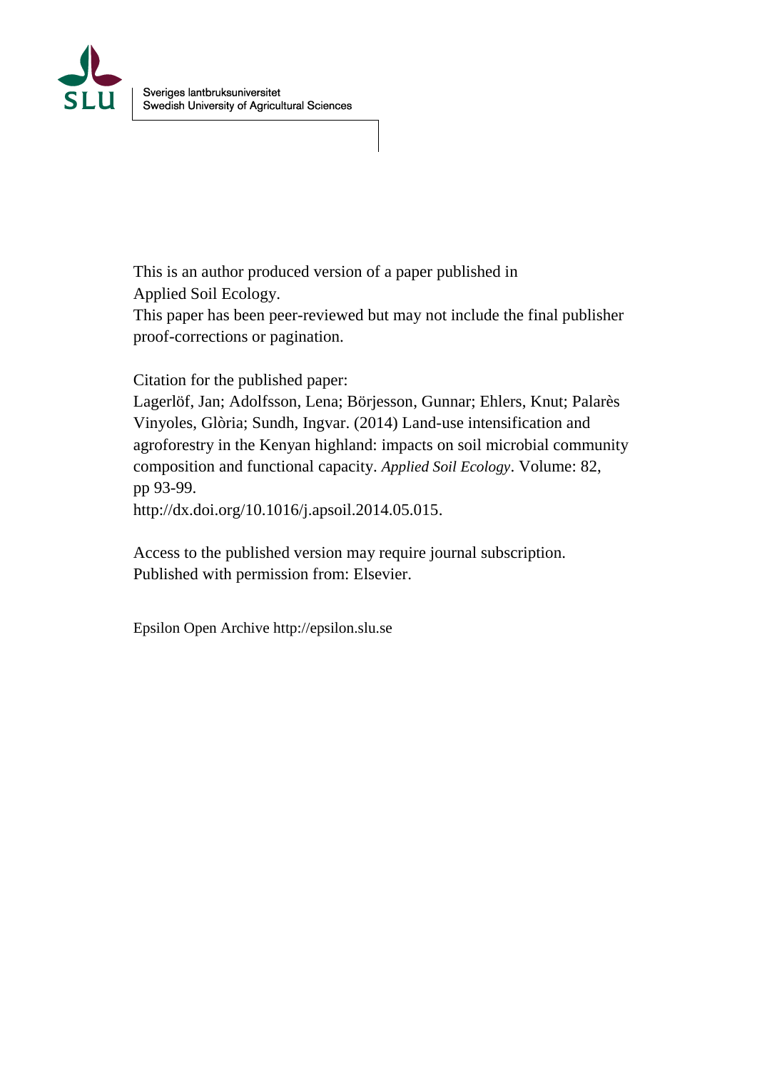Sveriges lantbruksuniversitet
Swedish University of Agricultural Sciences

This is an author produced version of a paper published in
Applied Soil Ecology.
This paper has been peer-reviewed but may not include the final publisher proof-corrections or pagination.

Citation for the published paper:
Lagerlöf, Jan; Adolfsson, Lena; Börjesson, Gunnar; Ehlers, Knut; Palarès Vinyoles, Glòria; Sundh, Ingvar. (2014) Land-use intensification and agroforestry in the Kenyan highland: impacts on soil microbial community composition and functional capacity. *Applied Soil Ecology*. Volume: 82, pp 93-99.
http://dx.doi.org/10.1016/j.apsoil.2014.05.015.

Access to the published version may require journal subscription.
Published with permission from: Elsevier.

Epsilon Open Archive http://epsilon.slu.se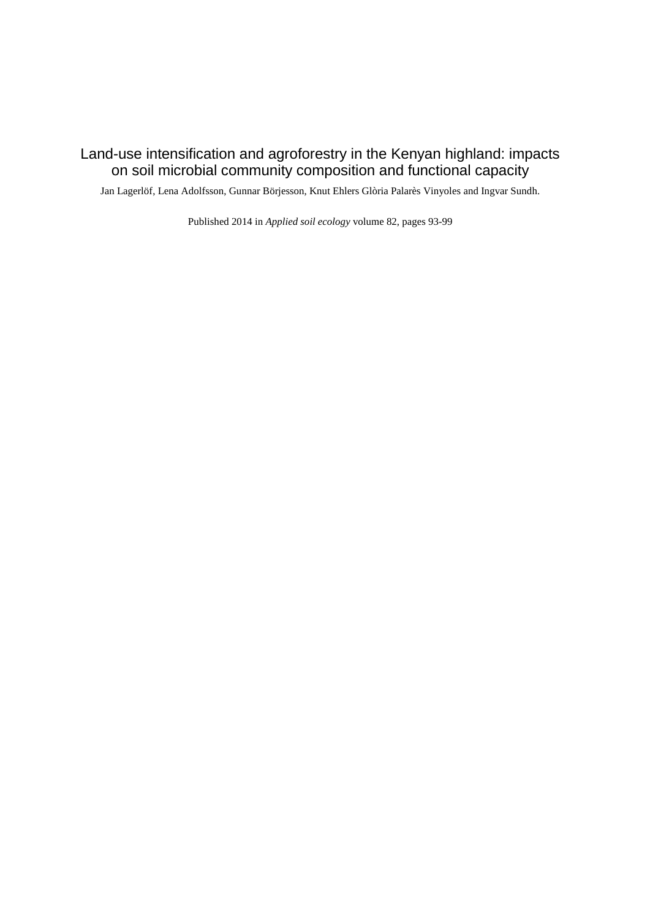# Land-use intensification and agroforestry in the Kenyan highland: impacts on soil microbial community composition and functional capacity

Jan Lagerlöf, Lena Adolfsson, Gunnar Börjesson, Knut Ehlers Glòria Palarès Vinyoles and Ingvar Sundh.

Published 2014 in *Applied soil ecology* volume 82, pages 93-99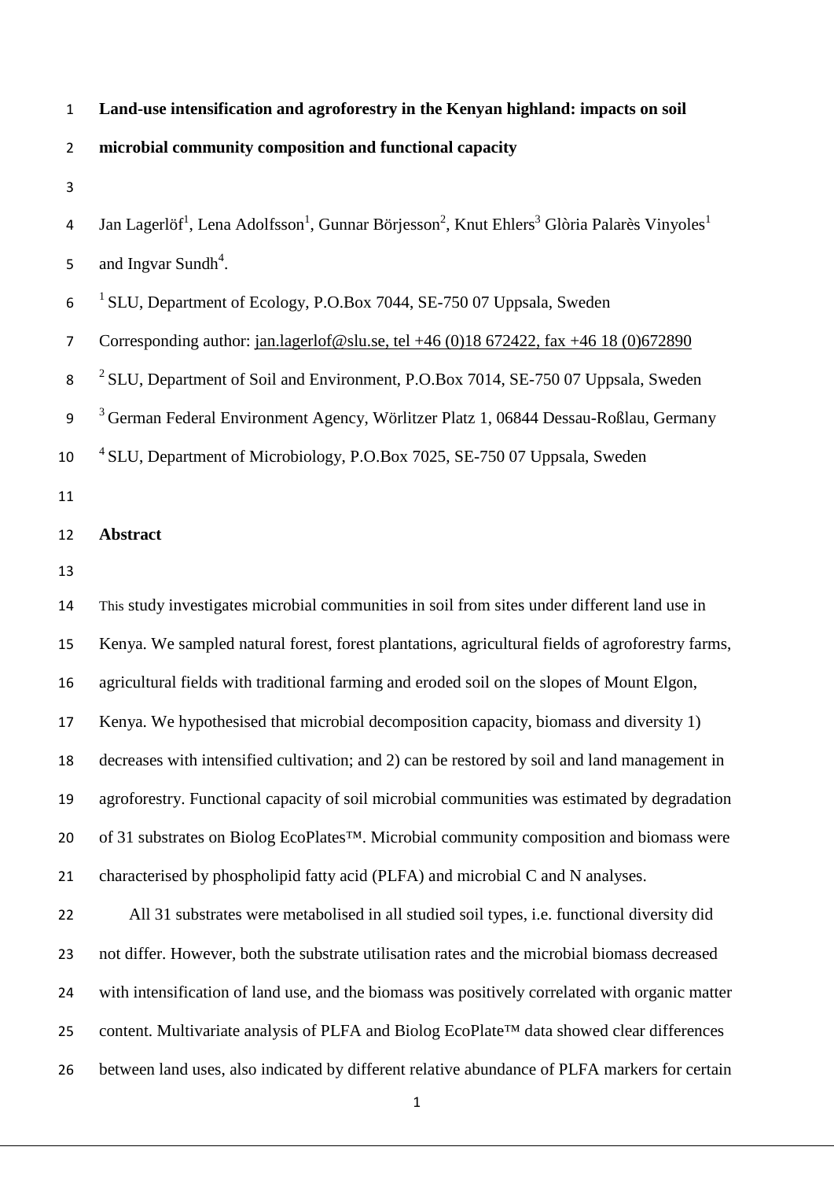**Land-use intensification and agroforestry in the Kenyan highland: impacts on soil microbial community composition and functional capacity**

Jan Lagerlöf[1], Lena Adolfsson[1], Gunnar Börjesson[2], Knut Ehlers[3] Glòria Palarès Vinyoles[1] and Ingvar Sundh[4].

[1] SLU, Department of Ecology, P.O.Box 7044, SE-750 07 Uppsala, Sweden

Corresponding author: jan.lagerlof@slu.se, tel +46 (0)18 672422, fax +46 18 (0)672890

[2] SLU, Department of Soil and Environment, P.O.Box 7014, SE-750 07 Uppsala, Sweden

[3] German Federal Environment Agency, Wörlitzer Platz 1, 06844 Dessau-Roßlau, Germany

[4] SLU, Department of Microbiology, P.O.Box 7025, SE-750 07 Uppsala, Sweden

## Abstract

This study investigates microbial communities in soil from sites under different land use in Kenya. We sampled natural forest, forest plantations, agricultural fields of agroforestry farms, agricultural fields with traditional farming and eroded soil on the slopes of Mount Elgon, Kenya. We hypothesised that microbial decomposition capacity, biomass and diversity 1) decreases with intensified cultivation; and 2) can be restored by soil and land management in agroforestry. Functional capacity of soil microbial communities was estimated by degradation of 31 substrates on Biolog EcoPlates™. Microbial community composition and biomass were characterised by phospholipid fatty acid (PLFA) and microbial C and N analyses.

All 31 substrates were metabolised in all studied soil types, i.e. functional diversity did not differ. However, both the substrate utilisation rates and the microbial biomass decreased with intensification of land use, and the biomass was positively correlated with organic matter content. Multivariate analysis of PLFA and Biolog EcoPlate™ data showed clear differences between land uses, also indicated by different relative abundance of PLFA markers for certain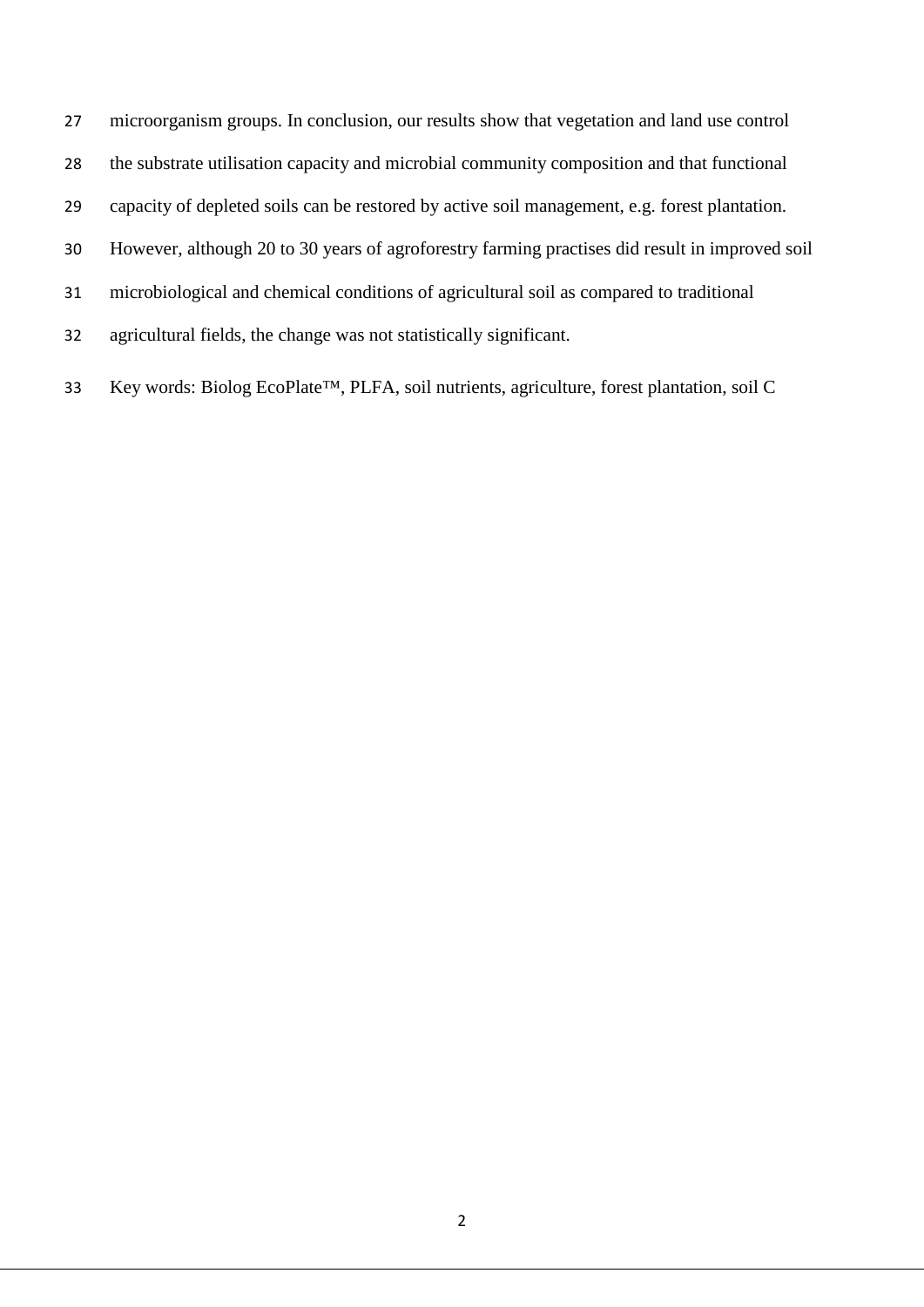microorganism groups. In conclusion, our results show that vegetation and land use control the substrate utilisation capacity and microbial community composition and that functional capacity of depleted soils can be restored by active soil management, e.g. forest plantation. However, although 20 to 30 years of agroforestry farming practises did result in improved soil microbiological and chemical conditions of agricultural soil as compared to traditional agricultural fields, the change was not statistically significant.

Key words: Biolog EcoPlate™, PLFA, soil nutrients, agriculture, forest plantation, soil C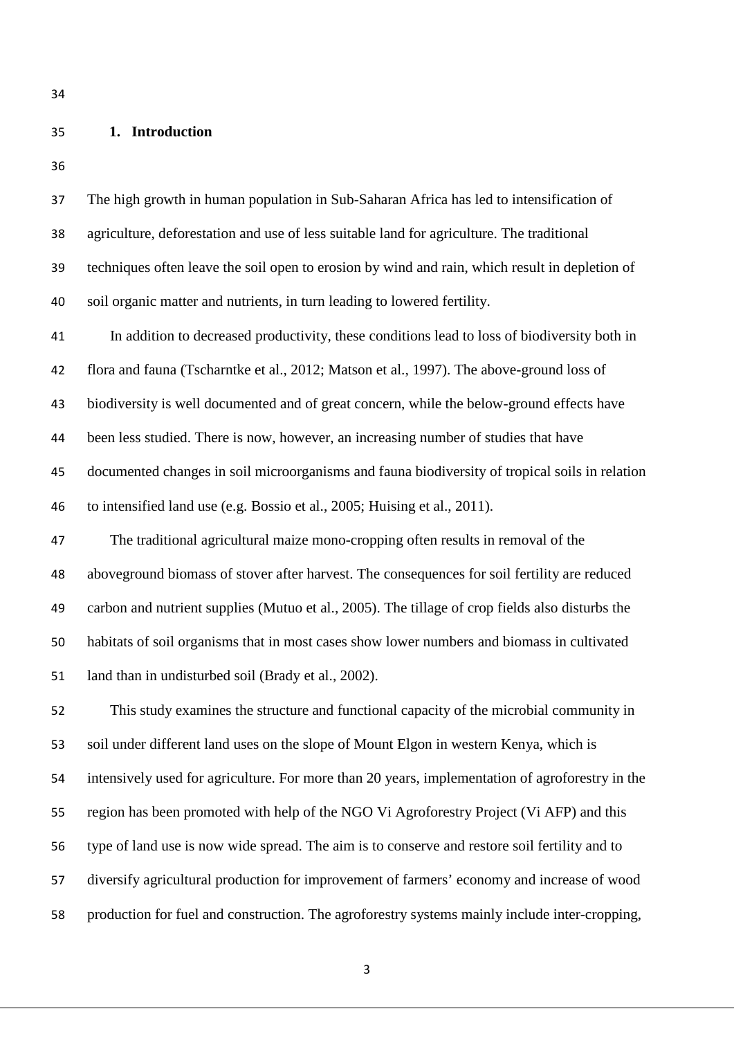## 1. Introduction

The high growth in human population in Sub-Saharan Africa has led to intensification of agriculture, deforestation and use of less suitable land for agriculture. The traditional techniques often leave the soil open to erosion by wind and rain, which result in depletion of soil organic matter and nutrients, in turn leading to lowered fertility.

In addition to decreased productivity, these conditions lead to loss of biodiversity both in flora and fauna (Tscharntke et al., 2012; Matson et al., 1997). The above-ground loss of biodiversity is well documented and of great concern, while the below-ground effects have been less studied. There is now, however, an increasing number of studies that have documented changes in soil microorganisms and fauna biodiversity of tropical soils in relation to intensified land use (e.g. Bossio et al., 2005; Huising et al., 2011).

The traditional agricultural maize mono-cropping often results in removal of the aboveground biomass of stover after harvest. The consequences for soil fertility are reduced carbon and nutrient supplies (Mutuo et al., 2005). The tillage of crop fields also disturbs the habitats of soil organisms that in most cases show lower numbers and biomass in cultivated land than in undisturbed soil (Brady et al., 2002).

This study examines the structure and functional capacity of the microbial community in soil under different land uses on the slope of Mount Elgon in western Kenya, which is intensively used for agriculture. For more than 20 years, implementation of agroforestry in the region has been promoted with help of the NGO Vi Agroforestry Project (Vi AFP) and this type of land use is now wide spread. The aim is to conserve and restore soil fertility and to diversify agricultural production for improvement of farmers' economy and increase of wood production for fuel and construction. The agroforestry systems mainly include inter-cropping,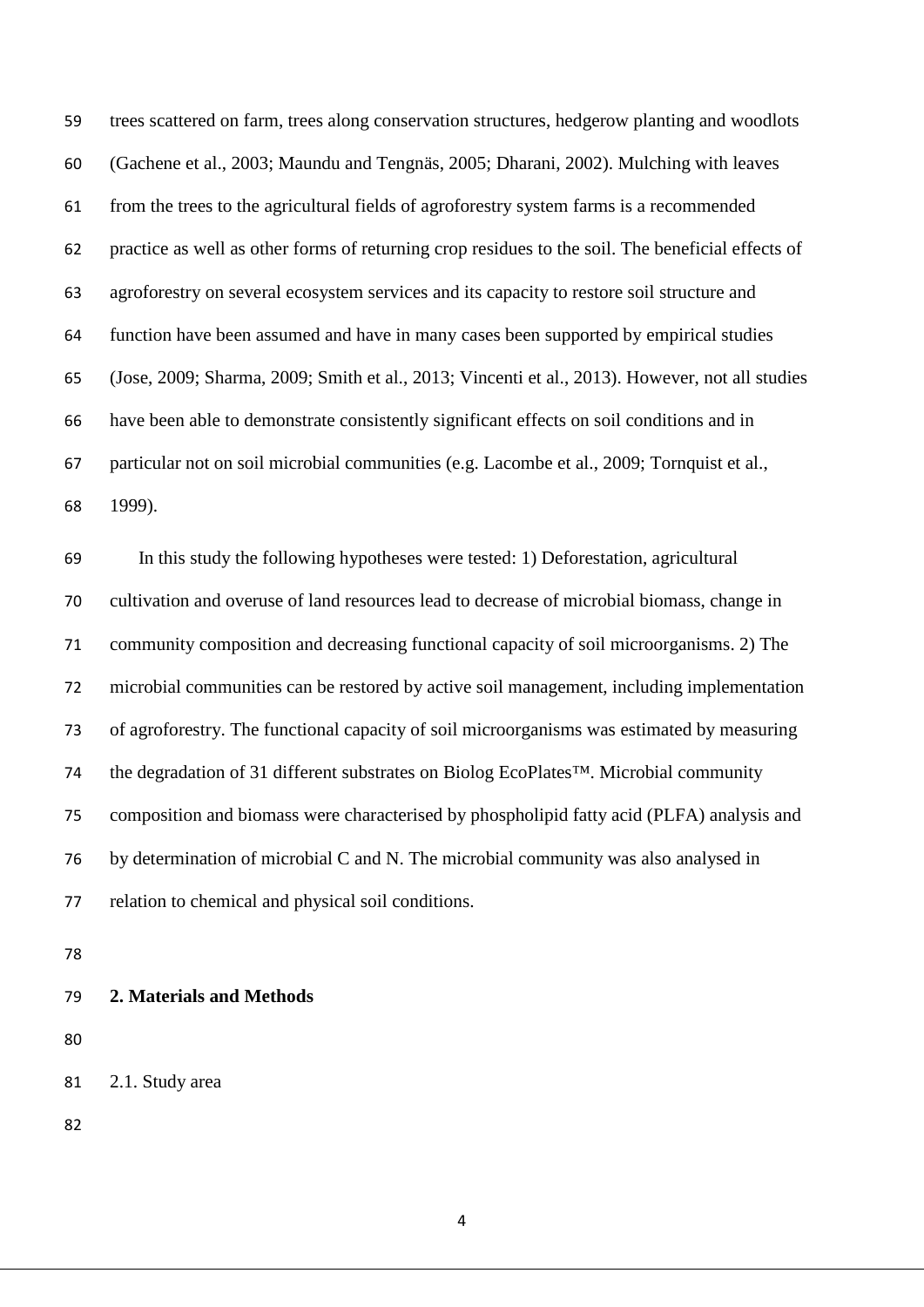trees scattered on farm, trees along conservation structures, hedgerow planting and woodlots (Gachene et al., 2003; Maundu and Tengnäs, 2005; Dharani, 2002). Mulching with leaves from the trees to the agricultural fields of agroforestry system farms is a recommended practice as well as other forms of returning crop residues to the soil. The beneficial effects of agroforestry on several ecosystem services and its capacity to restore soil structure and function have been assumed and have in many cases been supported by empirical studies (Jose, 2009; Sharma, 2009; Smith et al., 2013; Vincenti et al., 2013). However, not all studies have been able to demonstrate consistently significant effects on soil conditions and in particular not on soil microbial communities (e.g. Lacombe et al., 2009; Tornquist et al., 1999).

In this study the following hypotheses were tested: 1) Deforestation, agricultural cultivation and overuse of land resources lead to decrease of microbial biomass, change in community composition and decreasing functional capacity of soil microorganisms. 2) The microbial communities can be restored by active soil management, including implementation of agroforestry. The functional capacity of soil microorganisms was estimated by measuring the degradation of 31 different substrates on Biolog EcoPlates™. Microbial community composition and biomass were characterised by phospholipid fatty acid (PLFA) analysis and by determination of microbial C and N. The microbial community was also analysed in relation to chemical and physical soil conditions.

## 2. Materials and Methods

### 2.1. Study area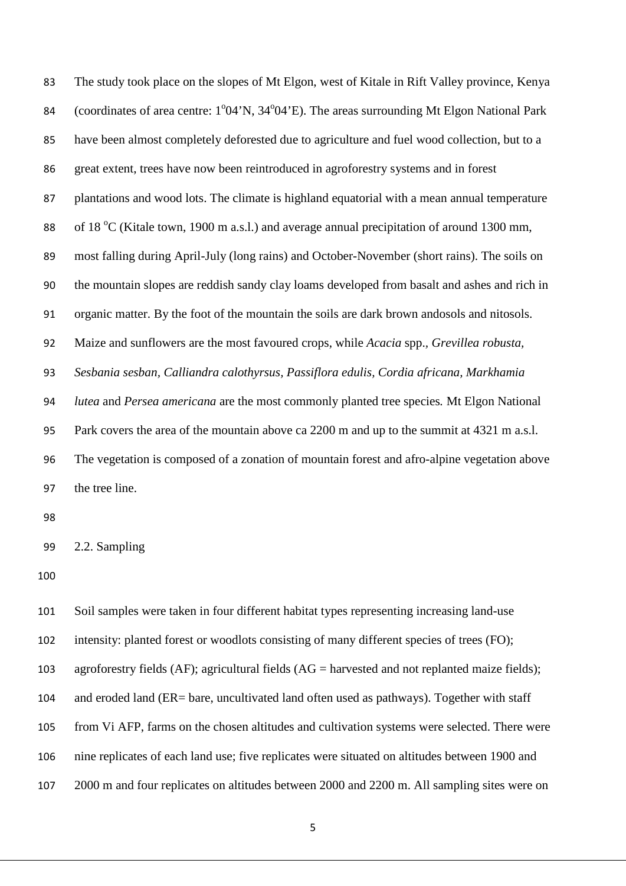The study took place on the slopes of Mt Elgon, west of Kitale in Rift Valley province, Kenya (coordinates of area centre: 1°04'N, 34°04'E). The areas surrounding Mt Elgon National Park have been almost completely deforested due to agriculture and fuel wood collection, but to a great extent, trees have now been reintroduced in agroforestry systems and in forest plantations and wood lots. The climate is highland equatorial with a mean annual temperature of 18 °C (Kitale town, 1900 m a.s.l.) and average annual precipitation of around 1300 mm, most falling during April-July (long rains) and October-November (short rains). The soils on the mountain slopes are reddish sandy clay loams developed from basalt and ashes and rich in organic matter. By the foot of the mountain the soils are dark brown andosols and nitosols. Maize and sunflowers are the most favoured crops, while *Acacia* spp., *Grevillea robusta*, *Sesbania sesban, Calliandra calothyrsus, Passiflora edulis, Cordia africana, Markhamia lutea* and *Persea americana* are the most commonly planted tree species. Mt Elgon National Park covers the area of the mountain above ca 2200 m and up to the summit at 4321 m a.s.l. The vegetation is composed of a zonation of mountain forest and afro-alpine vegetation above the tree line.

## 2.2. Sampling

Soil samples were taken in four different habitat types representing increasing land-use intensity: planted forest or woodlots consisting of many different species of trees (FO); agroforestry fields (AF); agricultural fields (AG = harvested and not replanted maize fields); and eroded land (ER= bare, uncultivated land often used as pathways). Together with staff from Vi AFP, farms on the chosen altitudes and cultivation systems were selected. There were nine replicates of each land use; five replicates were situated on altitudes between 1900 and 2000 m and four replicates on altitudes between 2000 and 2200 m. All sampling sites were on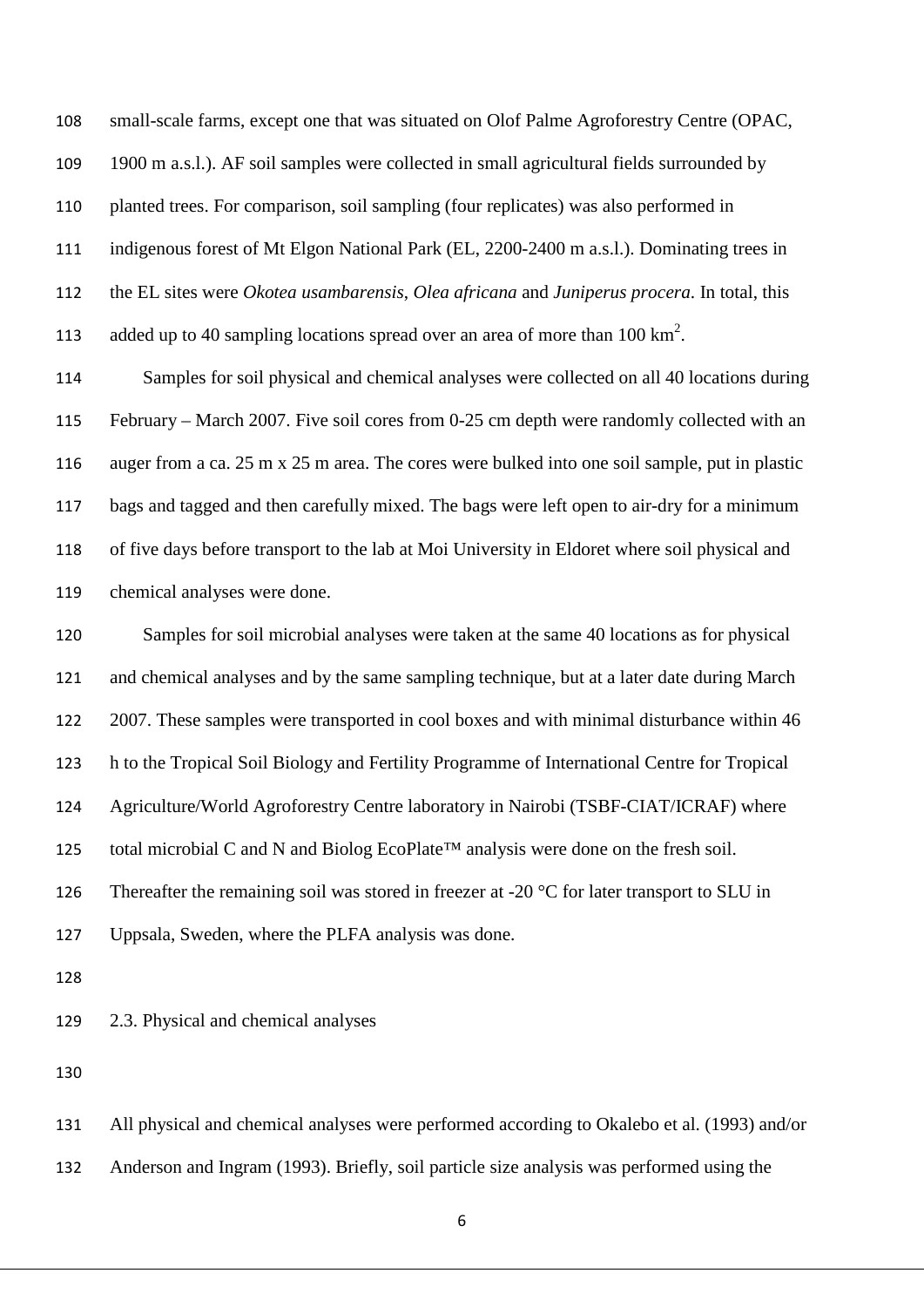small-scale farms, except one that was situated on Olof Palme Agroforestry Centre (OPAC, 1900 m a.s.l.). AF soil samples were collected in small agricultural fields surrounded by planted trees. For comparison, soil sampling (four replicates) was also performed in indigenous forest of Mt Elgon National Park (EL, 2200-2400 m a.s.l.). Dominating trees in the EL sites were *Okotea usambarensis*, *Olea africana* and *Juniperus procera*. In total, this added up to 40 sampling locations spread over an area of more than 100 km$^2$.

Samples for soil physical and chemical analyses were collected on all 40 locations during February – March 2007. Five soil cores from 0-25 cm depth were randomly collected with an auger from a ca. 25 m x 25 m area. The cores were bulked into one soil sample, put in plastic bags and tagged and then carefully mixed. The bags were left open to air-dry for a minimum of five days before transport to the lab at Moi University in Eldoret where soil physical and chemical analyses were done.

Samples for soil microbial analyses were taken at the same 40 locations as for physical and chemical analyses and by the same sampling technique, but at a later date during March 2007. These samples were transported in cool boxes and with minimal disturbance within 46 h to the Tropical Soil Biology and Fertility Programme of International Centre for Tropical Agriculture/World Agroforestry Centre laboratory in Nairobi (TSBF-CIAT/ICRAF) where total microbial C and N and Biolog EcoPlate™ analysis were done on the fresh soil. Thereafter the remaining soil was stored in freezer at -20 °C for later transport to SLU in Uppsala, Sweden, where the PLFA analysis was done.

## 2.3. Physical and chemical analyses

All physical and chemical analyses were performed according to Okalebo et al. (1993) and/or Anderson and Ingram (1993). Briefly, soil particle size analysis was performed using the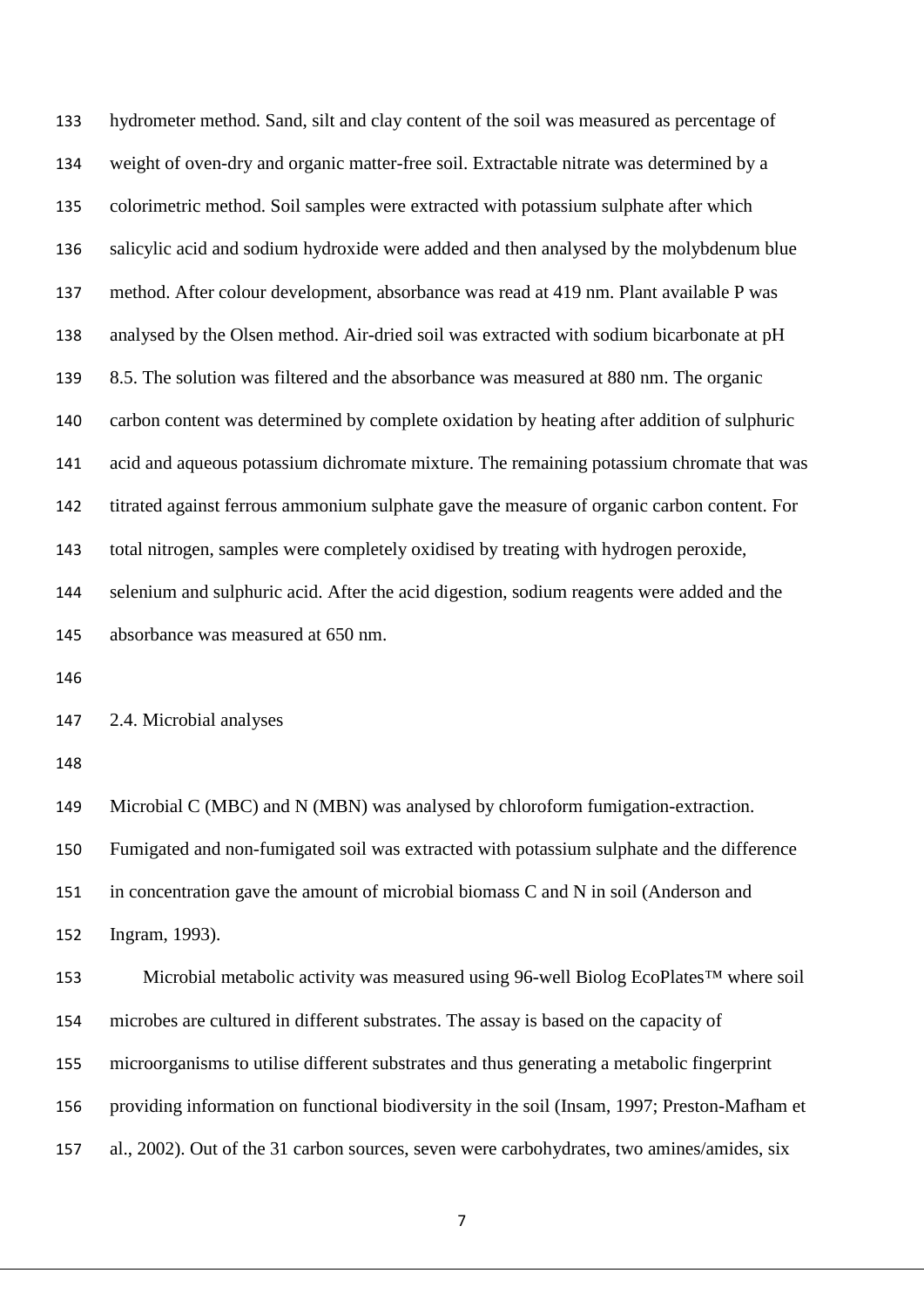hydrometer method. Sand, silt and clay content of the soil was measured as percentage of weight of oven-dry and organic matter-free soil. Extractable nitrate was determined by a colorimetric method. Soil samples were extracted with potassium sulphate after which salicylic acid and sodium hydroxide were added and then analysed by the molybdenum blue method. After colour development, absorbance was read at 419 nm. Plant available P was analysed by the Olsen method. Air-dried soil was extracted with sodium bicarbonate at pH 8.5. The solution was filtered and the absorbance was measured at 880 nm. The organic carbon content was determined by complete oxidation by heating after addition of sulphuric acid and aqueous potassium dichromate mixture. The remaining potassium chromate that was titrated against ferrous ammonium sulphate gave the measure of organic carbon content. For total nitrogen, samples were completely oxidised by treating with hydrogen peroxide, selenium and sulphuric acid. After the acid digestion, sodium reagents were added and the absorbance was measured at 650 nm.

## 2.4. Microbial analyses

Microbial C (MBC) and N (MBN) was analysed by chloroform fumigation-extraction. Fumigated and non-fumigated soil was extracted with potassium sulphate and the difference in concentration gave the amount of microbial biomass C and N in soil (Anderson and Ingram, 1993).

Microbial metabolic activity was measured using 96-well Biolog EcoPlates™ where soil microbes are cultured in different substrates. The assay is based on the capacity of microorganisms to utilise different substrates and thus generating a metabolic fingerprint providing information on functional biodiversity in the soil (Insam, 1997; Preston-Mafham et al., 2002). Out of the 31 carbon sources, seven were carbohydrates, two amines/amides, six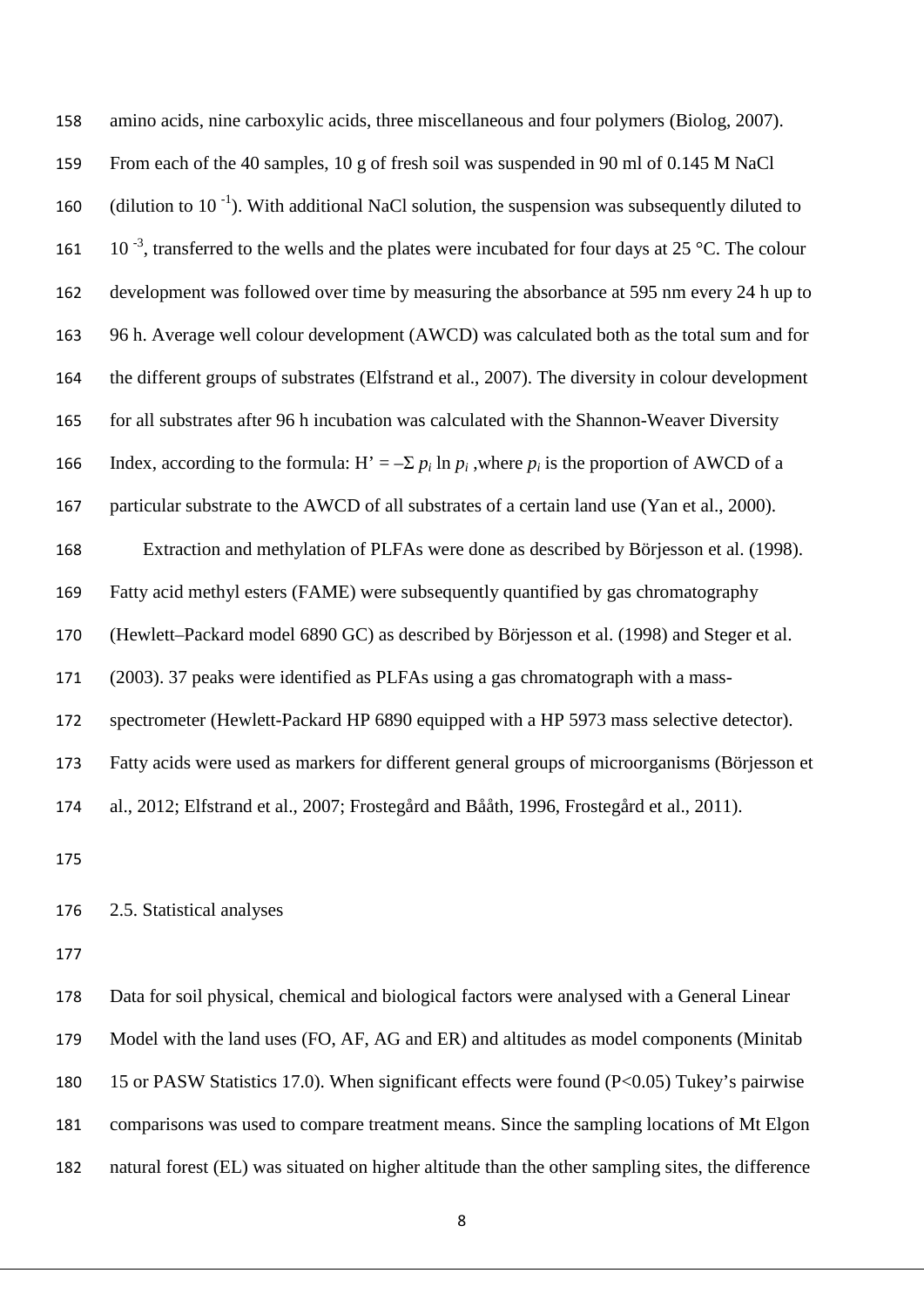amino acids, nine carboxylic acids, three miscellaneous and four polymers (Biolog, 2007). From each of the 40 samples, 10 g of fresh soil was suspended in 90 ml of 0.145 M NaCl (dilution to $10^{-1}$). With additional NaCl solution, the suspension was subsequently diluted to $10^{-3}$, transferred to the wells and the plates were incubated for four days at 25 °C. The colour development was followed over time by measuring the absorbance at 595 nm every 24 h up to 96 h. Average well colour development (AWCD) was calculated both as the total sum and for the different groups of substrates (Elfstrand et al., 2007). The diversity in colour development for all substrates after 96 h incubation was calculated with the Shannon-Weaver Diversity Index, according to the formula: $H' = -\Sigma\, p_i \ln p_i$ ,where $p_i$ is the proportion of AWCD of a particular substrate to the AWCD of all substrates of a certain land use (Yan et al., 2000).

Extraction and methylation of PLFAs were done as described by Börjesson et al. (1998). Fatty acid methyl esters (FAME) were subsequently quantified by gas chromatography (Hewlett–Packard model 6890 GC) as described by Börjesson et al. (1998) and Steger et al. (2003). 37 peaks were identified as PLFAs using a gas chromatograph with a mass-spectrometer (Hewlett-Packard HP 6890 equipped with a HP 5973 mass selective detector). Fatty acids were used as markers for different general groups of microorganisms (Börjesson et al., 2012; Elfstrand et al., 2007; Frostegård and Bååth, 1996, Frostegård et al., 2011).

## 2.5. Statistical analyses

Data for soil physical, chemical and biological factors were analysed with a General Linear Model with the land uses (FO, AF, AG and ER) and altitudes as model components (Minitab 15 or PASW Statistics 17.0). When significant effects were found ($P<0.05$) Tukey's pairwise comparisons was used to compare treatment means. Since the sampling locations of Mt Elgon natural forest (EL) was situated on higher altitude than the other sampling sites, the difference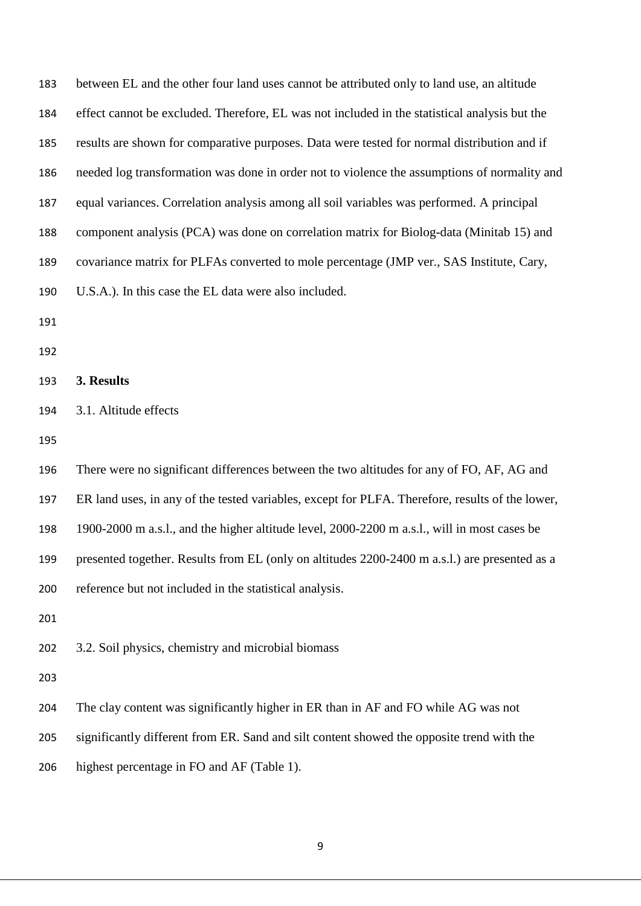between EL and the other four land uses cannot be attributed only to land use, an altitude effect cannot be excluded. Therefore, EL was not included in the statistical analysis but the results are shown for comparative purposes. Data were tested for normal distribution and if needed log transformation was done in order not to violence the assumptions of normality and equal variances. Correlation analysis among all soil variables was performed. A principal component analysis (PCA) was done on correlation matrix for Biolog-data (Minitab 15) and covariance matrix for PLFAs converted to mole percentage (JMP ver., SAS Institute, Cary, U.S.A.). In this case the EL data were also included.

## 3. Results

### 3.1. Altitude effects

There were no significant differences between the two altitudes for any of FO, AF, AG and ER land uses, in any of the tested variables, except for PLFA. Therefore, results of the lower, 1900-2000 m a.s.l., and the higher altitude level, 2000-2200 m a.s.l., will in most cases be presented together. Results from EL (only on altitudes 2200-2400 m a.s.l.) are presented as a reference but not included in the statistical analysis.

### 3.2. Soil physics, chemistry and microbial biomass

The clay content was significantly higher in ER than in AF and FO while AG was not significantly different from ER. Sand and silt content showed the opposite trend with the highest percentage in FO and AF (Table 1).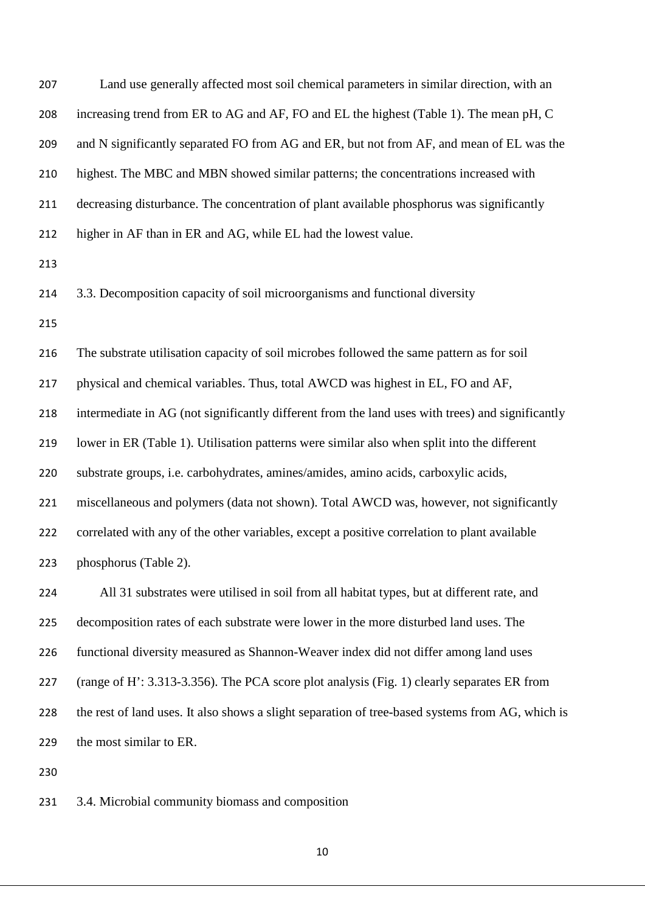Land use generally affected most soil chemical parameters in similar direction, with an increasing trend from ER to AG and AF, FO and EL the highest (Table 1). The mean pH, C and N significantly separated FO from AG and ER, but not from AF, and mean of EL was the highest. The MBC and MBN showed similar patterns; the concentrations increased with decreasing disturbance. The concentration of plant available phosphorus was significantly higher in AF than in ER and AG, while EL had the lowest value.

### 3.3. Decomposition capacity of soil microorganisms and functional diversity

The substrate utilisation capacity of soil microbes followed the same pattern as for soil physical and chemical variables. Thus, total AWCD was highest in EL, FO and AF, intermediate in AG (not significantly different from the land uses with trees) and significantly lower in ER (Table 1). Utilisation patterns were similar also when split into the different substrate groups, i.e. carbohydrates, amines/amides, amino acids, carboxylic acids, miscellaneous and polymers (data not shown). Total AWCD was, however, not significantly correlated with any of the other variables, except a positive correlation to plant available phosphorus (Table 2).

All 31 substrates were utilised in soil from all habitat types, but at different rate, and decomposition rates of each substrate were lower in the more disturbed land uses. The functional diversity measured as Shannon-Weaver index did not differ among land uses (range of H': 3.313-3.356). The PCA score plot analysis (Fig. 1) clearly separates ER from the rest of land uses. It also shows a slight separation of tree-based systems from AG, which is the most similar to ER.

### 3.4. Microbial community biomass and composition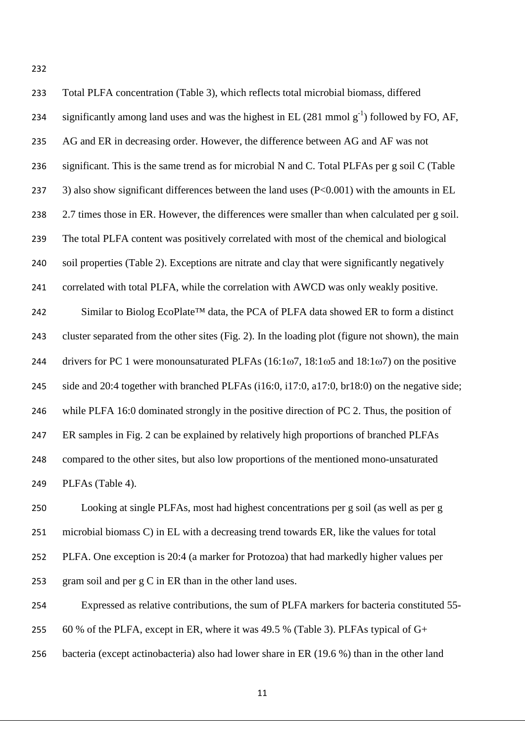Total PLFA concentration (Table 3), which reflects total microbial biomass, differed significantly among land uses and was the highest in EL (281 mmol $g^{-1}$) followed by FO, AF, AG and ER in decreasing order. However, the difference between AG and AF was not significant. This is the same trend as for microbial N and C. Total PLFAs per g soil C (Table 3) also show significant differences between the land uses ($P<0.001$) with the amounts in EL 2.7 times those in ER. However, the differences were smaller than when calculated per g soil. The total PLFA content was positively correlated with most of the chemical and biological soil properties (Table 2). Exceptions are nitrate and clay that were significantly negatively correlated with total PLFA, while the correlation with AWCD was only weakly positive.

Similar to Biolog EcoPlate™ data, the PCA of PLFA data showed ER to form a distinct cluster separated from the other sites (Fig. 2). In the loading plot (figure not shown), the main drivers for PC 1 were monounsaturated PLFAs (16:1ω7, 18:1ω5 and 18:1ω7) on the positive side and 20:4 together with branched PLFAs (i16:0, i17:0, a17:0, br18:0) on the negative side; while PLFA 16:0 dominated strongly in the positive direction of PC 2. Thus, the position of ER samples in Fig. 2 can be explained by relatively high proportions of branched PLFAs compared to the other sites, but also low proportions of the mentioned mono-unsaturated PLFAs (Table 4).

Looking at single PLFAs, most had highest concentrations per g soil (as well as per g microbial biomass C) in EL with a decreasing trend towards ER, like the values for total PLFA. One exception is 20:4 (a marker for Protozoa) that had markedly higher values per gram soil and per g C in ER than in the other land uses.

Expressed as relative contributions, the sum of PLFA markers for bacteria constituted 55-60 % of the PLFA, except in ER, where it was 49.5 % (Table 3). PLFAs typical of G+ bacteria (except actinobacteria) also had lower share in ER (19.6 %) than in the other land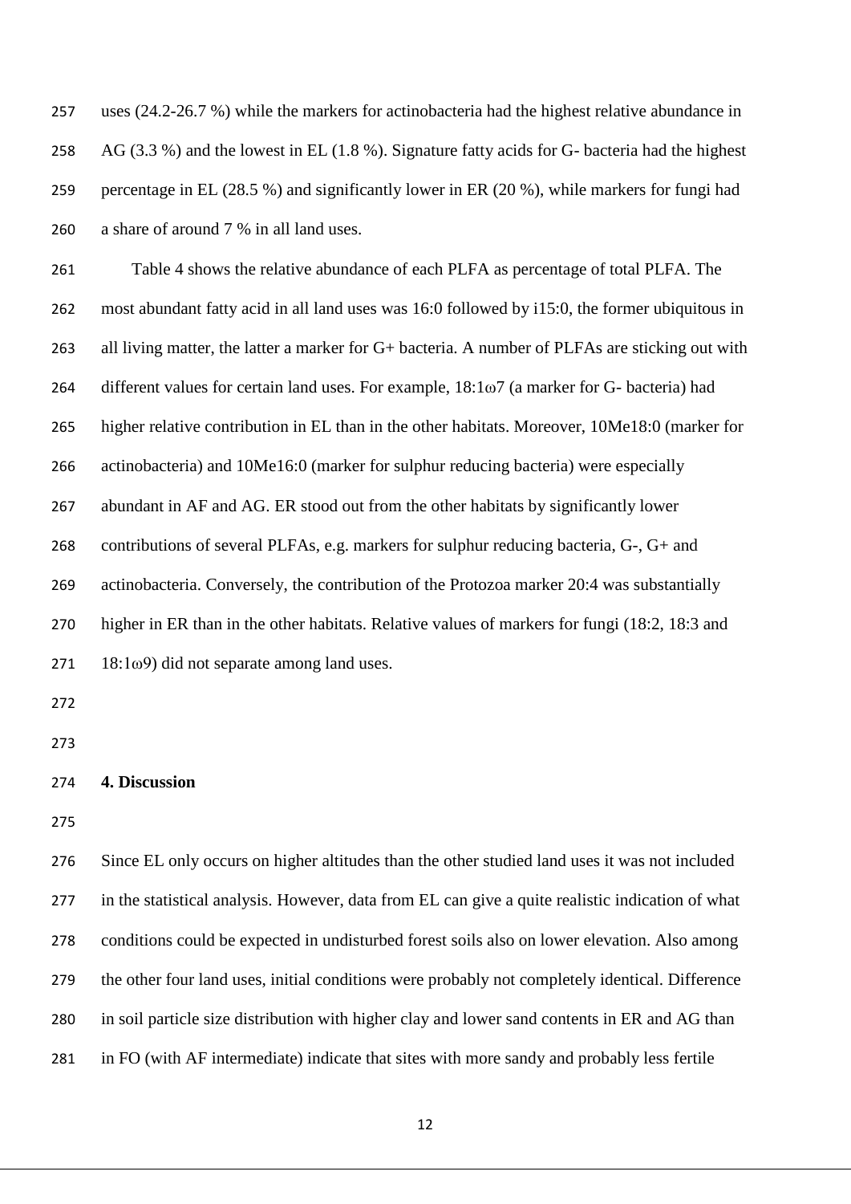uses (24.2-26.7 %) while the markers for actinobacteria had the highest relative abundance in AG (3.3 %) and the lowest in EL (1.8 %). Signature fatty acids for G- bacteria had the highest percentage in EL (28.5 %) and significantly lower in ER (20 %), while markers for fungi had a share of around 7 % in all land uses.

Table 4 shows the relative abundance of each PLFA as percentage of total PLFA. The most abundant fatty acid in all land uses was 16:0 followed by i15:0, the former ubiquitous in all living matter, the latter a marker for G+ bacteria. A number of PLFAs are sticking out with different values for certain land uses. For example, 18:1ω7 (a marker for G- bacteria) had higher relative contribution in EL than in the other habitats. Moreover, 10Me18:0 (marker for actinobacteria) and 10Me16:0 (marker for sulphur reducing bacteria) were especially abundant in AF and AG. ER stood out from the other habitats by significantly lower contributions of several PLFAs, e.g. markers for sulphur reducing bacteria, G-, G+ and actinobacteria. Conversely, the contribution of the Protozoa marker 20:4 was substantially higher in ER than in the other habitats. Relative values of markers for fungi (18:2, 18:3 and 18:1ω9) did not separate among land uses.

## 4. Discussion

Since EL only occurs on higher altitudes than the other studied land uses it was not included in the statistical analysis. However, data from EL can give a quite realistic indication of what conditions could be expected in undisturbed forest soils also on lower elevation. Also among the other four land uses, initial conditions were probably not completely identical. Difference in soil particle size distribution with higher clay and lower sand contents in ER and AG than in FO (with AF intermediate) indicate that sites with more sandy and probably less fertile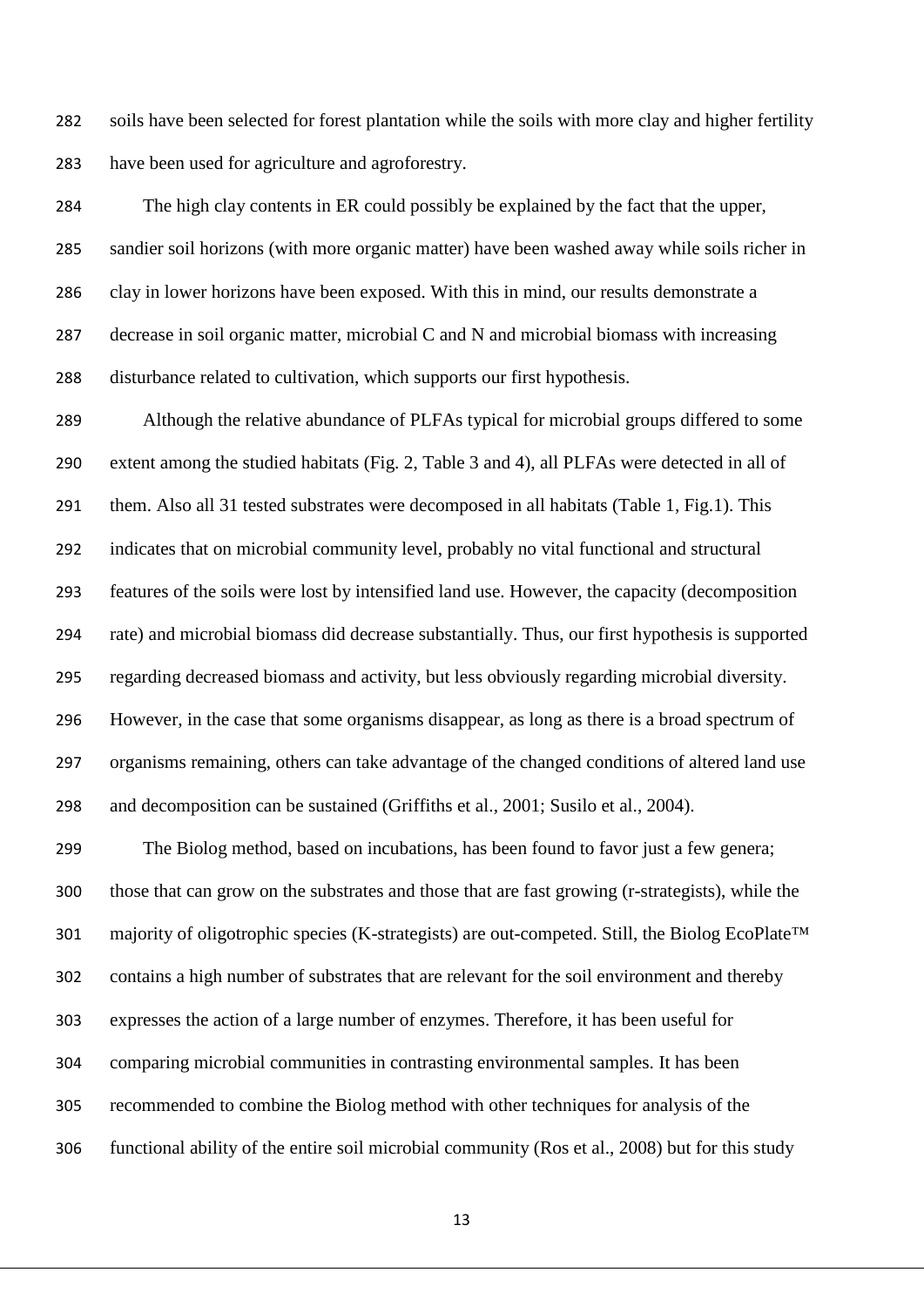soils have been selected for forest plantation while the soils with more clay and higher fertility have been used for agriculture and agroforestry.

The high clay contents in ER could possibly be explained by the fact that the upper, sandier soil horizons (with more organic matter) have been washed away while soils richer in clay in lower horizons have been exposed. With this in mind, our results demonstrate a decrease in soil organic matter, microbial C and N and microbial biomass with increasing disturbance related to cultivation, which supports our first hypothesis.

Although the relative abundance of PLFAs typical for microbial groups differed to some extent among the studied habitats (Fig. 2, Table 3 and 4), all PLFAs were detected in all of them. Also all 31 tested substrates were decomposed in all habitats (Table 1, Fig.1). This indicates that on microbial community level, probably no vital functional and structural features of the soils were lost by intensified land use. However, the capacity (decomposition rate) and microbial biomass did decrease substantially. Thus, our first hypothesis is supported regarding decreased biomass and activity, but less obviously regarding microbial diversity. However, in the case that some organisms disappear, as long as there is a broad spectrum of organisms remaining, others can take advantage of the changed conditions of altered land use and decomposition can be sustained (Griffiths et al., 2001; Susilo et al., 2004).

The Biolog method, based on incubations, has been found to favor just a few genera; those that can grow on the substrates and those that are fast growing (r-strategists), while the majority of oligotrophic species (K-strategists) are out-competed. Still, the Biolog EcoPlate™ contains a high number of substrates that are relevant for the soil environment and thereby expresses the action of a large number of enzymes. Therefore, it has been useful for comparing microbial communities in contrasting environmental samples. It has been recommended to combine the Biolog method with other techniques for analysis of the functional ability of the entire soil microbial community (Ros et al., 2008) but for this study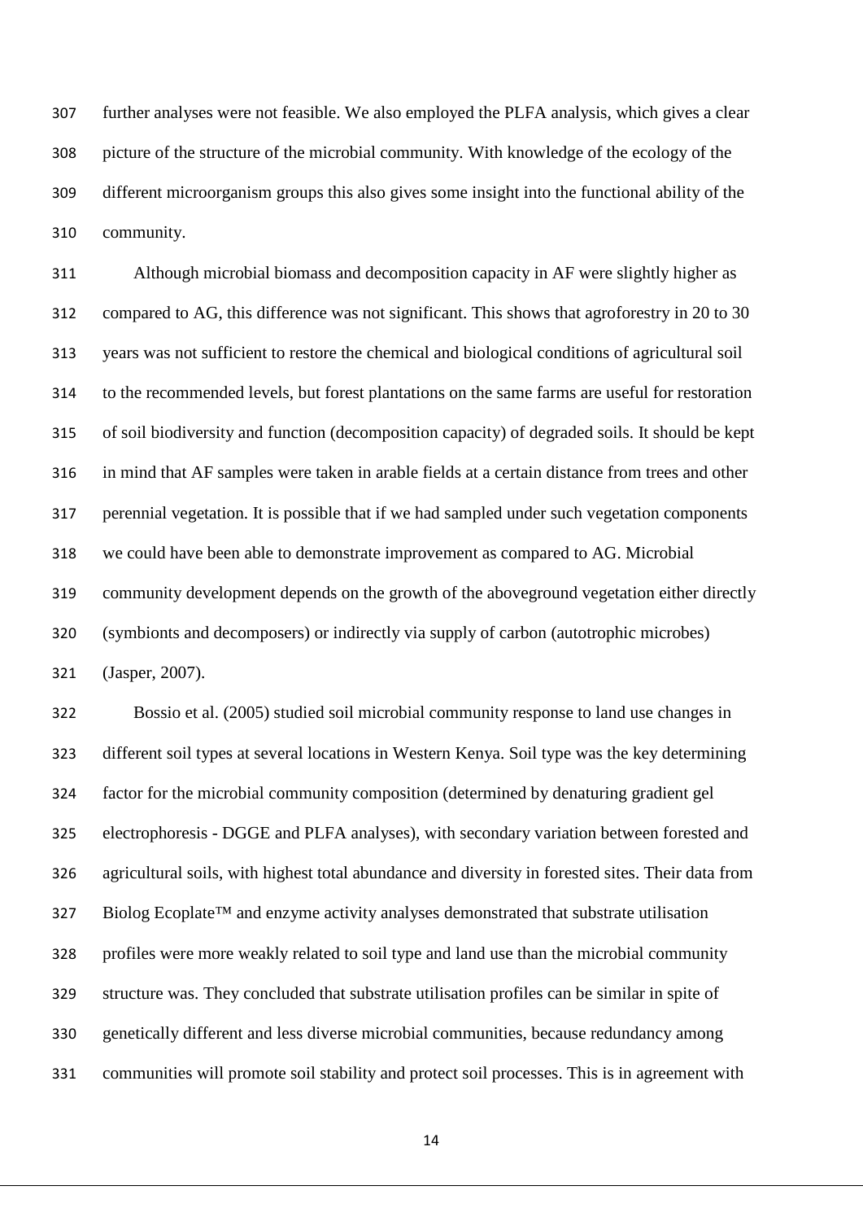further analyses were not feasible. We also employed the PLFA analysis, which gives a clear picture of the structure of the microbial community. With knowledge of the ecology of the different microorganism groups this also gives some insight into the functional ability of the community.

Although microbial biomass and decomposition capacity in AF were slightly higher as compared to AG, this difference was not significant. This shows that agroforestry in 20 to 30 years was not sufficient to restore the chemical and biological conditions of agricultural soil to the recommended levels, but forest plantations on the same farms are useful for restoration of soil biodiversity and function (decomposition capacity) of degraded soils. It should be kept in mind that AF samples were taken in arable fields at a certain distance from trees and other perennial vegetation. It is possible that if we had sampled under such vegetation components we could have been able to demonstrate improvement as compared to AG. Microbial community development depends on the growth of the aboveground vegetation either directly (symbionts and decomposers) or indirectly via supply of carbon (autotrophic microbes) (Jasper, 2007).

Bossio et al. (2005) studied soil microbial community response to land use changes in different soil types at several locations in Western Kenya. Soil type was the key determining factor for the microbial community composition (determined by denaturing gradient gel electrophoresis - DGGE and PLFA analyses), with secondary variation between forested and agricultural soils, with highest total abundance and diversity in forested sites. Their data from Biolog Ecoplate™ and enzyme activity analyses demonstrated that substrate utilisation profiles were more weakly related to soil type and land use than the microbial community structure was. They concluded that substrate utilisation profiles can be similar in spite of genetically different and less diverse microbial communities, because redundancy among communities will promote soil stability and protect soil processes. This is in agreement with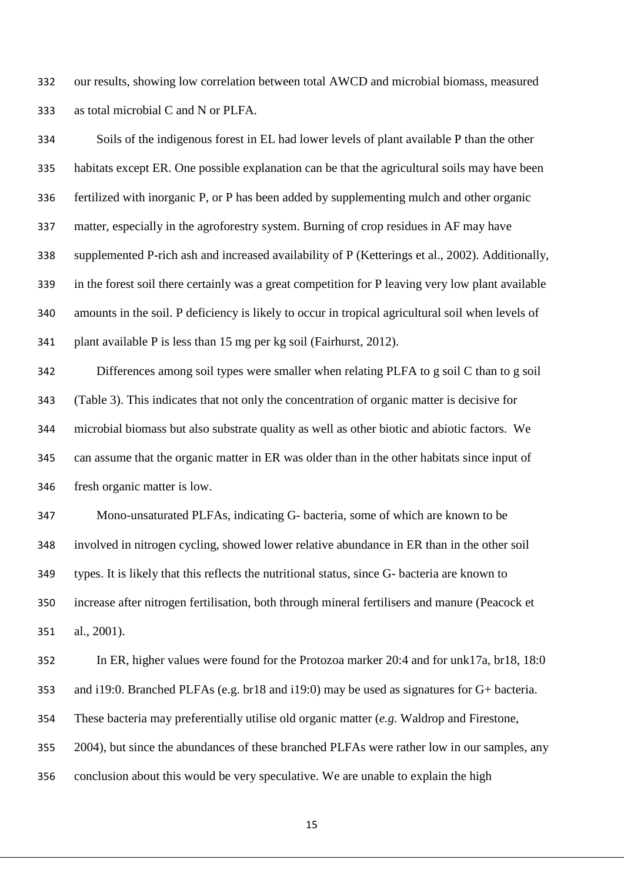our results, showing low correlation between total AWCD and microbial biomass, measured as total microbial C and N or PLFA.

Soils of the indigenous forest in EL had lower levels of plant available P than the other habitats except ER. One possible explanation can be that the agricultural soils may have been fertilized with inorganic P, or P has been added by supplementing mulch and other organic matter, especially in the agroforestry system. Burning of crop residues in AF may have supplemented P-rich ash and increased availability of P (Ketterings et al., 2002). Additionally, in the forest soil there certainly was a great competition for P leaving very low plant available amounts in the soil. P deficiency is likely to occur in tropical agricultural soil when levels of plant available P is less than 15 mg per kg soil (Fairhurst, 2012).

Differences among soil types were smaller when relating PLFA to g soil C than to g soil (Table 3). This indicates that not only the concentration of organic matter is decisive for microbial biomass but also substrate quality as well as other biotic and abiotic factors. We can assume that the organic matter in ER was older than in the other habitats since input of fresh organic matter is low.

Mono-unsaturated PLFAs, indicating G- bacteria, some of which are known to be involved in nitrogen cycling, showed lower relative abundance in ER than in the other soil types. It is likely that this reflects the nutritional status, since G- bacteria are known to increase after nitrogen fertilisation, both through mineral fertilisers and manure (Peacock et al., 2001).

In ER, higher values were found for the Protozoa marker 20:4 and for unk17a, br18, 18:0 and i19:0. Branched PLFAs (e.g. br18 and i19:0) may be used as signatures for G+ bacteria. These bacteria may preferentially utilise old organic matter (*e.g.* Waldrop and Firestone, 2004), but since the abundances of these branched PLFAs were rather low in our samples, any conclusion about this would be very speculative. We are unable to explain the high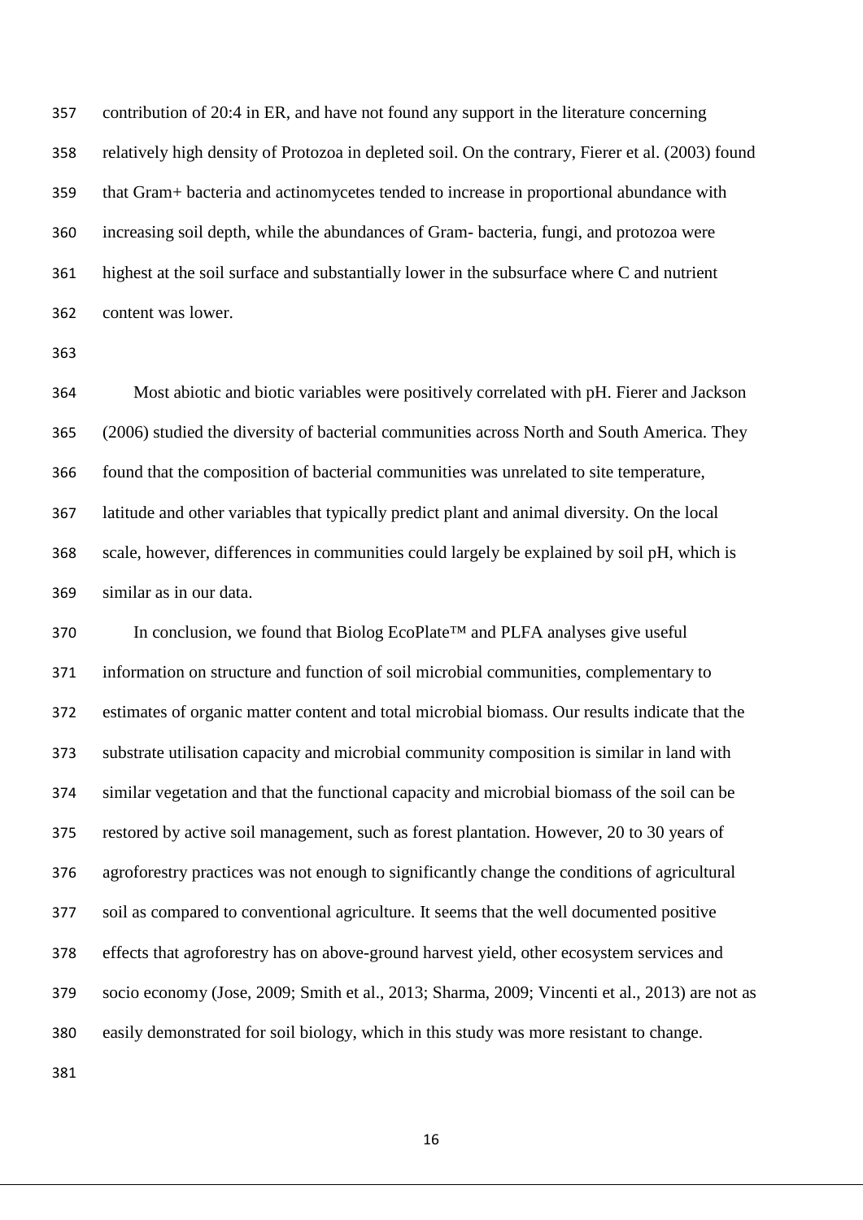contribution of 20:4 in ER, and have not found any support in the literature concerning relatively high density of Protozoa in depleted soil. On the contrary, Fierer et al. (2003) found that Gram+ bacteria and actinomycetes tended to increase in proportional abundance with increasing soil depth, while the abundances of Gram- bacteria, fungi, and protozoa were highest at the soil surface and substantially lower in the subsurface where C and nutrient content was lower.

Most abiotic and biotic variables were positively correlated with pH. Fierer and Jackson (2006) studied the diversity of bacterial communities across North and South America. They found that the composition of bacterial communities was unrelated to site temperature, latitude and other variables that typically predict plant and animal diversity. On the local scale, however, differences in communities could largely be explained by soil pH, which is similar as in our data.

In conclusion, we found that Biolog EcoPlate™ and PLFA analyses give useful information on structure and function of soil microbial communities, complementary to estimates of organic matter content and total microbial biomass. Our results indicate that the substrate utilisation capacity and microbial community composition is similar in land with similar vegetation and that the functional capacity and microbial biomass of the soil can be restored by active soil management, such as forest plantation. However, 20 to 30 years of agroforestry practices was not enough to significantly change the conditions of agricultural soil as compared to conventional agriculture. It seems that the well documented positive effects that agroforestry has on above-ground harvest yield, other ecosystem services and socio economy (Jose, 2009; Smith et al., 2013; Sharma, 2009; Vincenti et al., 2013) are not as easily demonstrated for soil biology, which in this study was more resistant to change.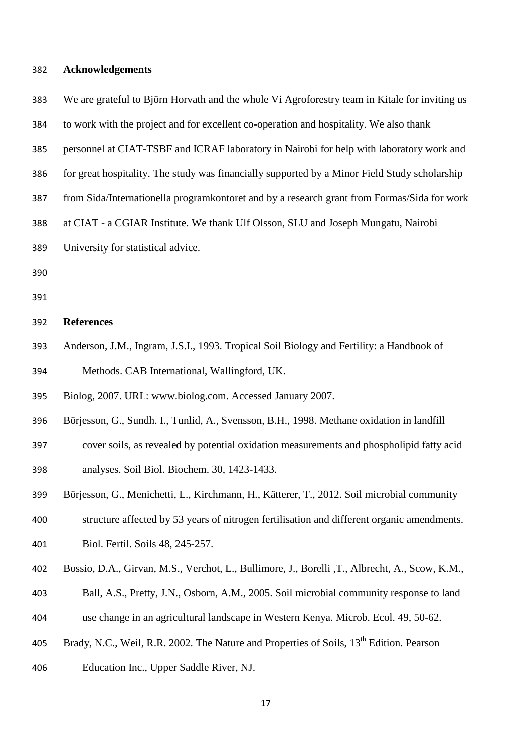## Acknowledgements

We are grateful to Björn Horvath and the whole Vi Agroforestry team in Kitale for inviting us to work with the project and for excellent co-operation and hospitality. We also thank personnel at CIAT-TSBF and ICRAF laboratory in Nairobi for help with laboratory work and for great hospitality. The study was financially supported by a Minor Field Study scholarship from Sida/Internationella programkontoret and by a research grant from Formas/Sida for work at CIAT - a CGIAR Institute. We thank Ulf Olsson, SLU and Joseph Mungatu, Nairobi University for statistical advice.

## References

Anderson, J.M., Ingram, J.S.I., 1993. Tropical Soil Biology and Fertility: a Handbook of Methods. CAB International, Wallingford, UK.

Biolog, 2007. URL: www.biolog.com. Accessed January 2007.

Börjesson, G., Sundh. I., Tunlid, A., Svensson, B.H., 1998. Methane oxidation in landfill cover soils, as revealed by potential oxidation measurements and phospholipid fatty acid analyses. Soil Biol. Biochem. 30, 1423-1433.

Börjesson, G., Menichetti, L., Kirchmann, H., Kätterer, T., 2012. Soil microbial community structure affected by 53 years of nitrogen fertilisation and different organic amendments. Biol. Fertil. Soils 48, 245-257.

Bossio, D.A., Girvan, M.S., Verchot, L., Bullimore, J., Borelli ,T., Albrecht, A., Scow, K.M., Ball, A.S., Pretty, J.N., Osborn, A.M., 2005. Soil microbial community response to land use change in an agricultural landscape in Western Kenya. Microb. Ecol. 49, 50-62.

Brady, N.C., Weil, R.R. 2002. The Nature and Properties of Soils, 13th Edition. Pearson Education Inc., Upper Saddle River, NJ.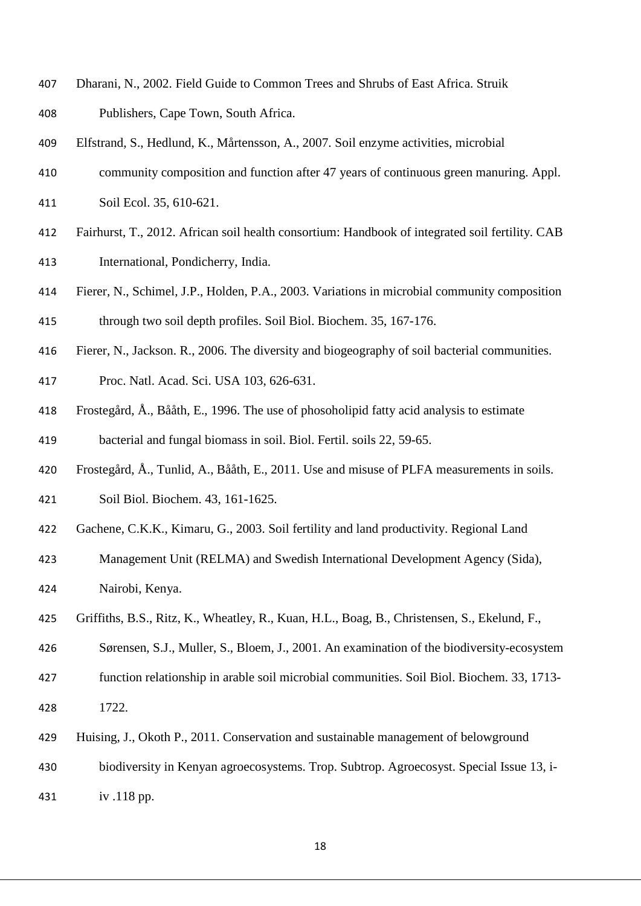Dharani, N., 2002. Field Guide to Common Trees and Shrubs of East Africa. Struik Publishers, Cape Town, South Africa.

Elfstrand, S., Hedlund, K., Mårtensson, A., 2007. Soil enzyme activities, microbial community composition and function after 47 years of continuous green manuring. Appl. Soil Ecol. 35, 610-621.

Fairhurst, T., 2012. African soil health consortium: Handbook of integrated soil fertility. CAB International, Pondicherry, India.

Fierer, N., Schimel, J.P., Holden, P.A., 2003. Variations in microbial community composition through two soil depth profiles. Soil Biol. Biochem. 35, 167-176.

Fierer, N., Jackson. R., 2006. The diversity and biogeography of soil bacterial communities. Proc. Natl. Acad. Sci. USA 103, 626-631.

Frostegård, Å., Bååth, E., 1996. The use of phosoholipid fatty acid analysis to estimate bacterial and fungal biomass in soil. Biol. Fertil. soils 22, 59-65.

Frostegård, Å., Tunlid, A., Bååth, E., 2011. Use and misuse of PLFA measurements in soils. Soil Biol. Biochem. 43, 161-1625.

Gachene, C.K.K., Kimaru, G., 2003. Soil fertility and land productivity. Regional Land Management Unit (RELMA) and Swedish International Development Agency (Sida), Nairobi, Kenya.

Griffiths, B.S., Ritz, K., Wheatley, R., Kuan, H.L., Boag, B., Christensen, S., Ekelund, F., Sørensen, S.J., Muller, S., Bloem, J., 2001. An examination of the biodiversity-ecosystem function relationship in arable soil microbial communities. Soil Biol. Biochem. 33, 1713-1722.

Huising, J., Okoth P., 2011. Conservation and sustainable management of belowground biodiversity in Kenyan agroecosystems. Trop. Subtrop. Agroecosyst. Special Issue 13, i-iv .118 pp.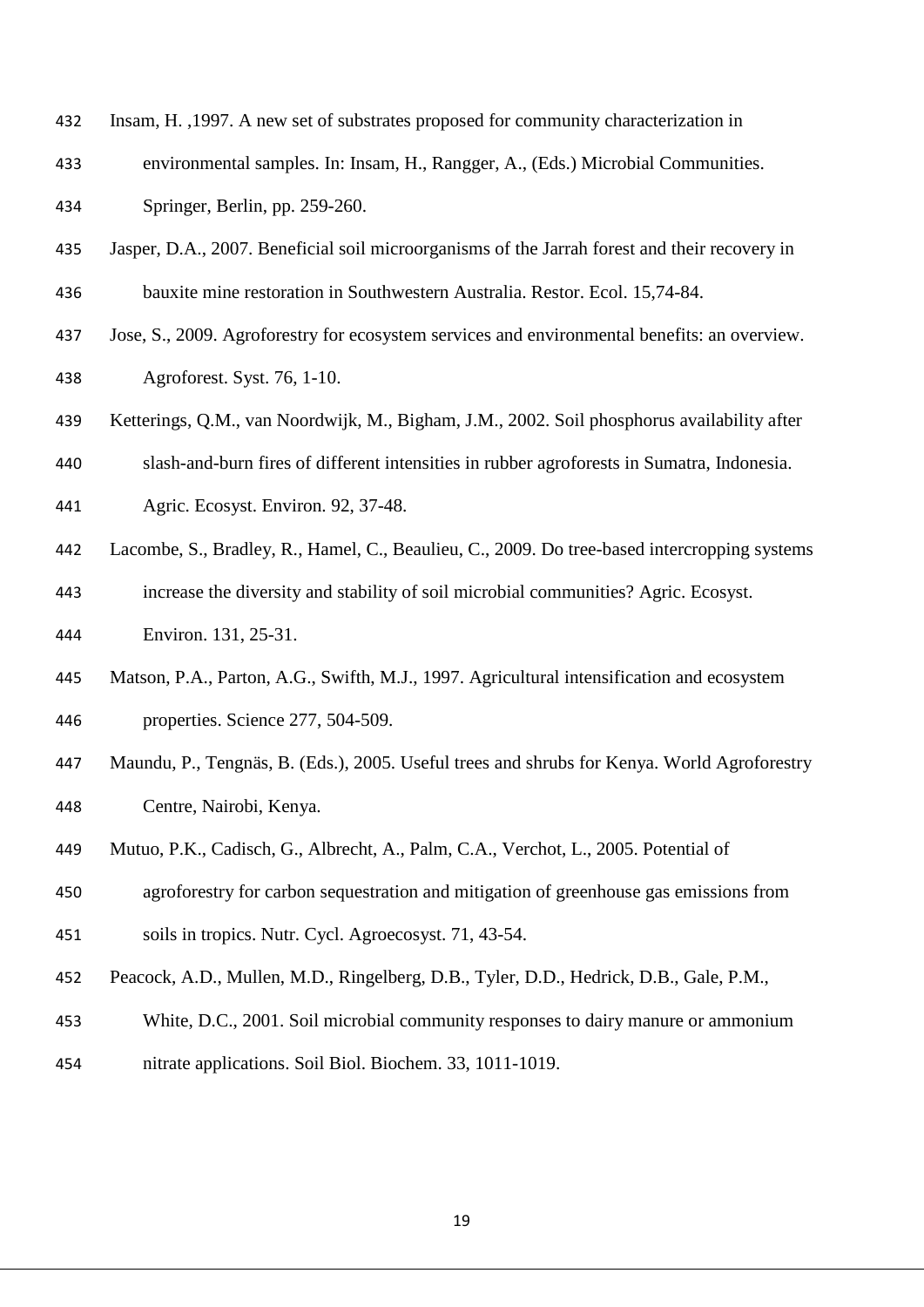Insam, H. ,1997. A new set of substrates proposed for community characterization in environmental samples. In: Insam, H., Rangger, A., (Eds.) Microbial Communities. Springer, Berlin, pp. 259-260.

Jasper, D.A., 2007. Beneficial soil microorganisms of the Jarrah forest and their recovery in bauxite mine restoration in Southwestern Australia. Restor. Ecol. 15,74-84.

Jose, S., 2009. Agroforestry for ecosystem services and environmental benefits: an overview. Agroforest. Syst. 76, 1-10.

Ketterings, Q.M., van Noordwijk, M., Bigham, J.M., 2002. Soil phosphorus availability after slash-and-burn fires of different intensities in rubber agroforests in Sumatra, Indonesia. Agric. Ecosyst. Environ. 92, 37-48.

Lacombe, S., Bradley, R., Hamel, C., Beaulieu, C., 2009. Do tree-based intercropping systems increase the diversity and stability of soil microbial communities? Agric. Ecosyst. Environ. 131, 25-31.

Matson, P.A., Parton, A.G., Swifth, M.J., 1997. Agricultural intensification and ecosystem properties. Science 277, 504-509.

Maundu, P., Tengnäs, B. (Eds.), 2005. Useful trees and shrubs for Kenya. World Agroforestry Centre, Nairobi, Kenya.

Mutuo, P.K., Cadisch, G., Albrecht, A., Palm, C.A., Verchot, L., 2005. Potential of agroforestry for carbon sequestration and mitigation of greenhouse gas emissions from soils in tropics. Nutr. Cycl. Agroecosyst. 71, 43-54.

Peacock, A.D., Mullen, M.D., Ringelberg, D.B., Tyler, D.D., Hedrick, D.B., Gale, P.M., White, D.C., 2001. Soil microbial community responses to dairy manure or ammonium nitrate applications. Soil Biol. Biochem. 33, 1011-1019.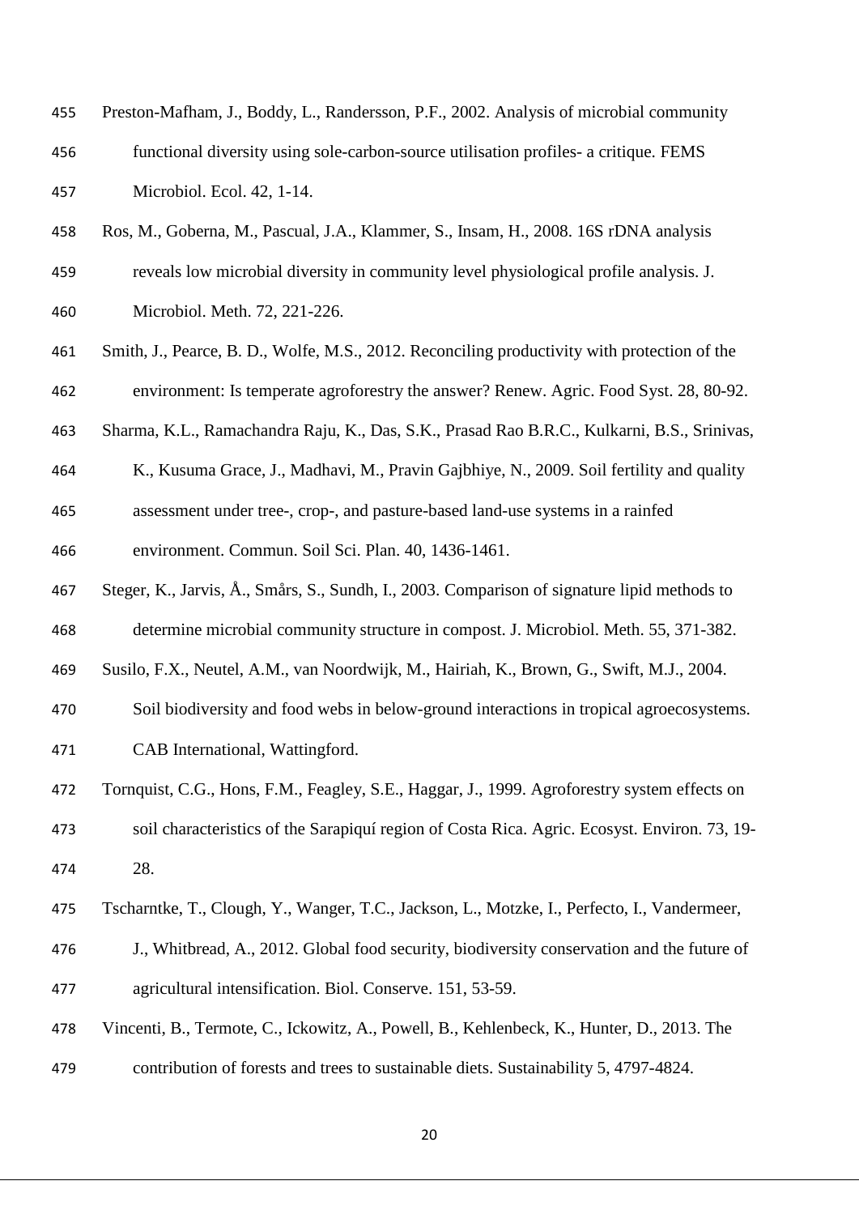Preston-Mafham, J., Boddy, L., Randersson, P.F., 2002. Analysis of microbial community functional diversity using sole-carbon-source utilisation profiles- a critique. FEMS Microbiol. Ecol. 42, 1-14.

Ros, M., Goberna, M., Pascual, J.A., Klammer, S., Insam, H., 2008. 16S rDNA analysis reveals low microbial diversity in community level physiological profile analysis. J. Microbiol. Meth. 72, 221-226.

Smith, J., Pearce, B. D., Wolfe, M.S., 2012. Reconciling productivity with protection of the environment: Is temperate agroforestry the answer? Renew. Agric. Food Syst. 28, 80-92.

Sharma, K.L., Ramachandra Raju, K., Das, S.K., Prasad Rao B.R.C., Kulkarni, B.S., Srinivas, K., Kusuma Grace, J., Madhavi, M., Pravin Gajbhiye, N., 2009. Soil fertility and quality assessment under tree-, crop-, and pasture-based land-use systems in a rainfed environment. Commun. Soil Sci. Plan. 40, 1436-1461.

Steger, K., Jarvis, Å., Smårs, S., Sundh, I., 2003. Comparison of signature lipid methods to determine microbial community structure in compost. J. Microbiol. Meth. 55, 371-382.

Susilo, F.X., Neutel, A.M., van Noordwijk, M., Hairiah, K., Brown, G., Swift, M.J., 2004. Soil biodiversity and food webs in below-ground interactions in tropical agroecosystems. CAB International, Wattingford.

Tornquist, C.G., Hons, F.M., Feagley, S.E., Haggar, J., 1999. Agroforestry system effects on soil characteristics of the Sarapiquí region of Costa Rica. Agric. Ecosyst. Environ. 73, 19-28.

Tscharntke, T., Clough, Y., Wanger, T.C., Jackson, L., Motzke, I., Perfecto, I., Vandermeer, J., Whitbread, A., 2012. Global food security, biodiversity conservation and the future of agricultural intensification. Biol. Conserve. 151, 53-59.

Vincenti, B., Termote, C., Ickowitz, A., Powell, B., Kehlenbeck, K., Hunter, D., 2013. The contribution of forests and trees to sustainable diets. Sustainability 5, 4797-4824.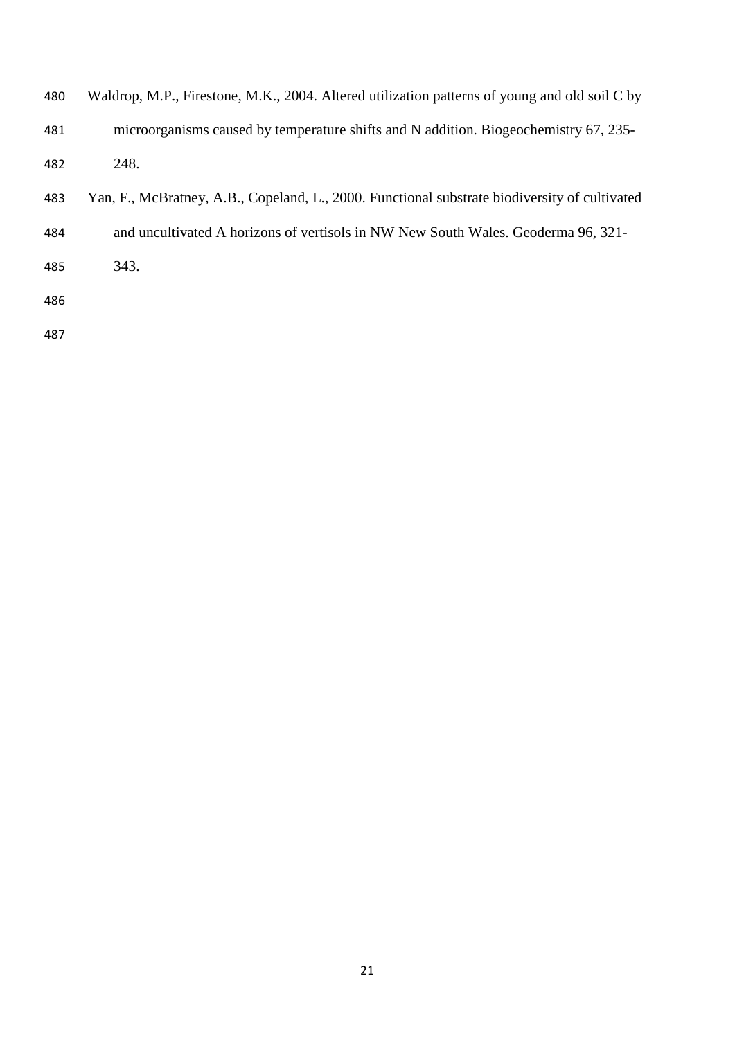Waldrop, M.P., Firestone, M.K., 2004. Altered utilization patterns of young and old soil C by microorganisms caused by temperature shifts and N addition. Biogeochemistry 67, 235-248.

Yan, F., McBratney, A.B., Copeland, L., 2000. Functional substrate biodiversity of cultivated and uncultivated A horizons of vertisols in NW New South Wales. Geoderma 96, 321-343.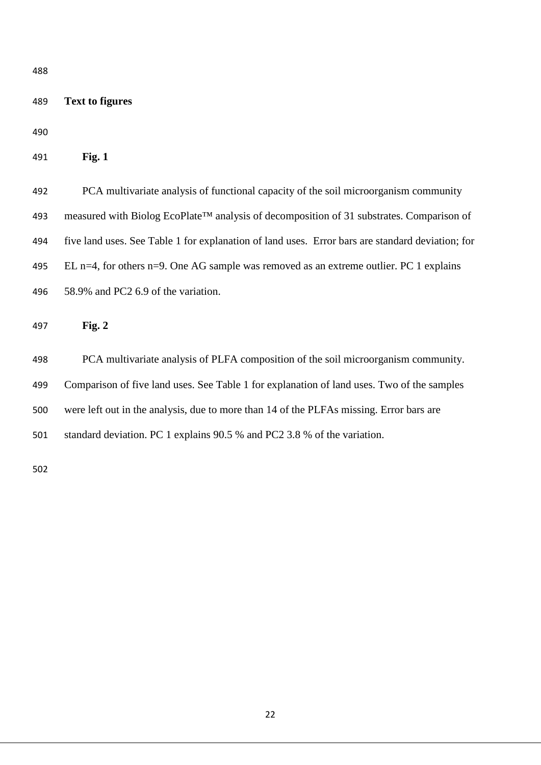**Text to figures**

**Fig. 1**

PCA multivariate analysis of functional capacity of the soil microorganism community measured with Biolog EcoPlate™ analysis of decomposition of 31 substrates. Comparison of five land uses. See Table 1 for explanation of land uses. Error bars are standard deviation; for EL n=4, for others n=9. One AG sample was removed as an extreme outlier. PC 1 explains 58.9% and PC2 6.9 of the variation.

**Fig. 2**

PCA multivariate analysis of PLFA composition of the soil microorganism community. Comparison of five land uses. See Table 1 for explanation of land uses. Two of the samples were left out in the analysis, due to more than 14 of the PLFAs missing. Error bars are standard deviation. PC 1 explains 90.5 % and PC2 3.8 % of the variation.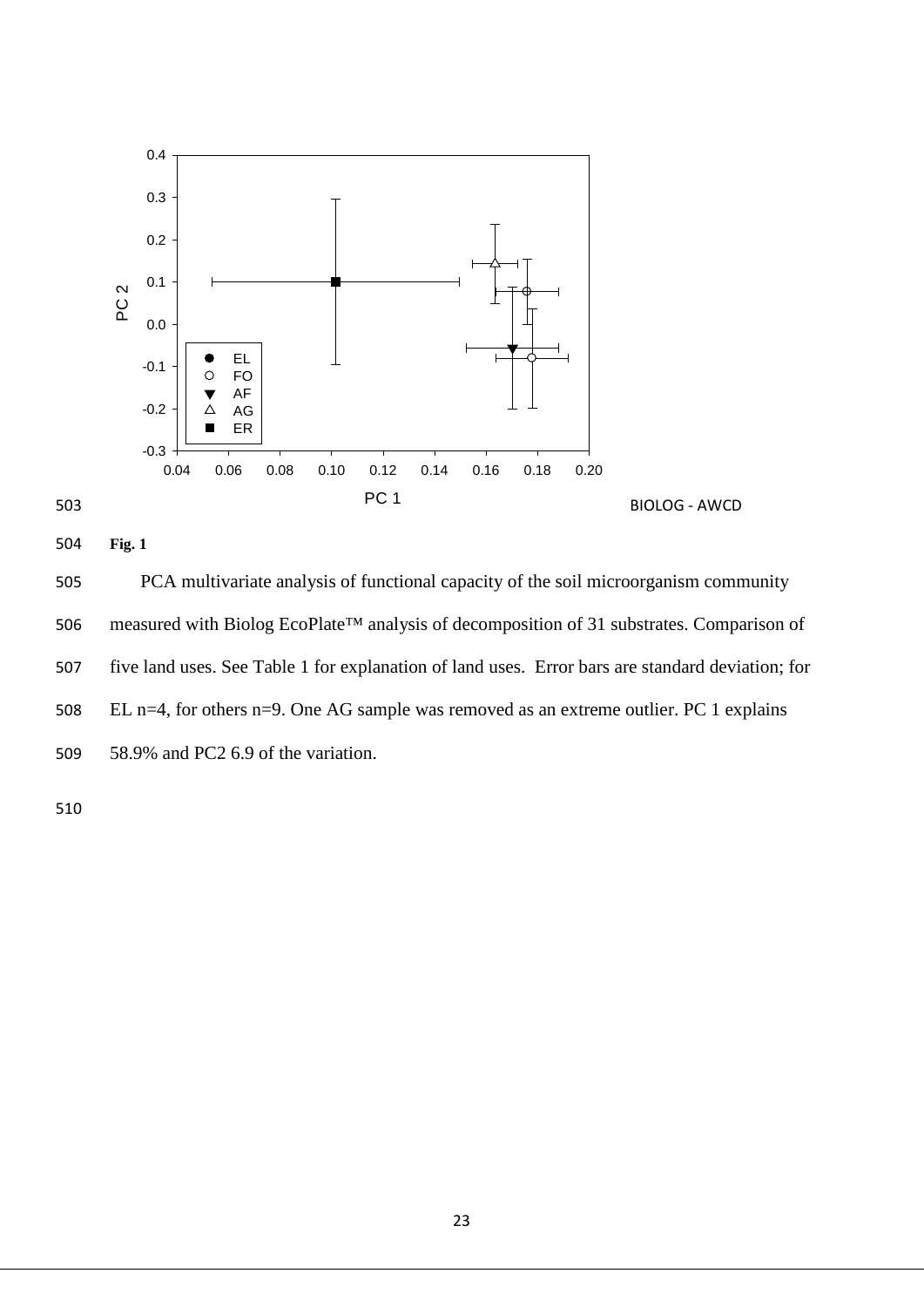BIOLOG - AWCD

**Fig. 1**

PCA multivariate analysis of functional capacity of the soil microorganism community measured with Biolog EcoPlate™ analysis of decomposition of 31 substrates. Comparison of five land uses. See Table 1 for explanation of land uses. Error bars are standard deviation; for EL n=4, for others n=9. One AG sample was removed as an extreme outlier. PC 1 explains 58.9% and PC2 6.9 of the variation.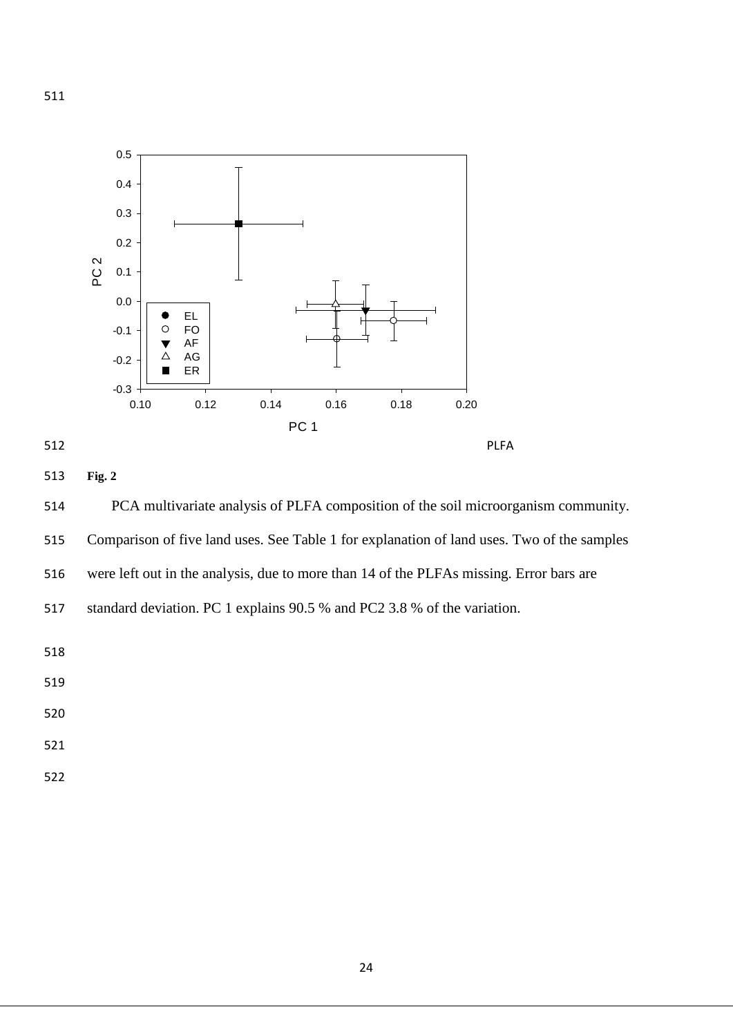**Fig. 2**

PCA multivariate analysis of PLFA composition of the soil microorganism community. Comparison of five land uses. See Table 1 for explanation of land uses. Two of the samples were left out in the analysis, due to more than 14 of the PLFAs missing. Error bars are standard deviation. PC 1 explains 90.5 % and PC2 3.8 % of the variation.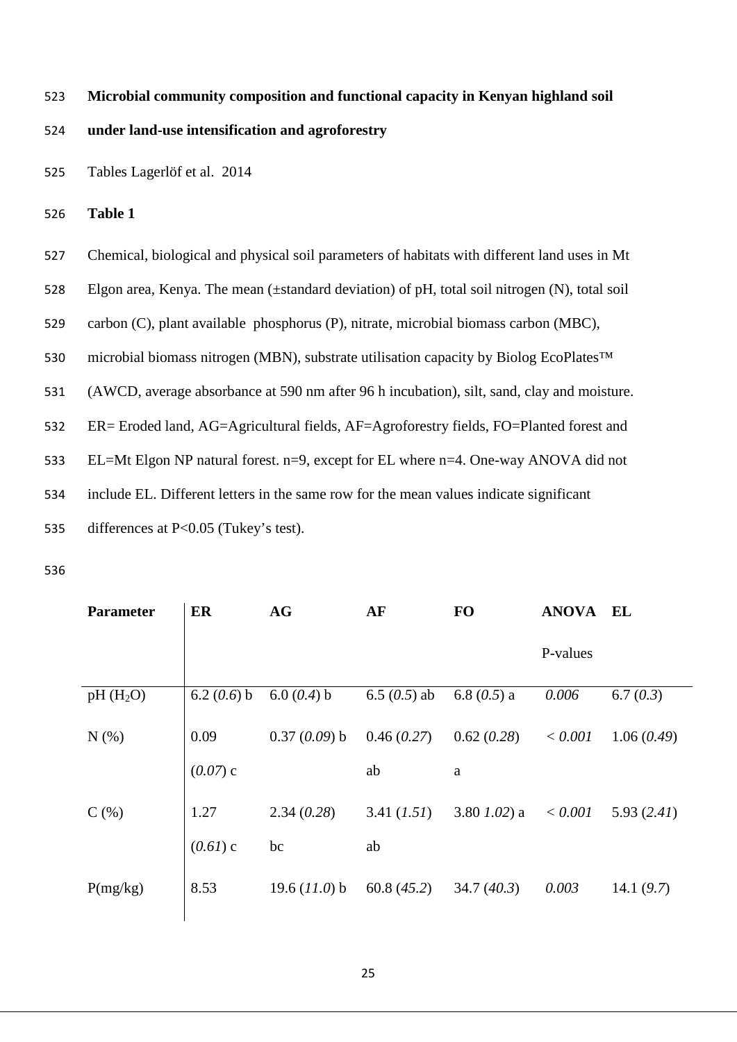**Microbial community composition and functional capacity in Kenyan highland soil under land-use intensification and agroforestry**

Tables Lagerlöf et al. 2014

**Table 1**

Chemical, biological and physical soil parameters of habitats with different land uses in Mt Elgon area, Kenya. The mean (±standard deviation) of pH, total soil nitrogen (N), total soil carbon (C), plant available phosphorus (P), nitrate, microbial biomass carbon (MBC), microbial biomass nitrogen (MBN), substrate utilisation capacity by Biolog EcoPlates™ (AWCD, average absorbance at 590 nm after 96 h incubation), silt, sand, clay and moisture. ER= Eroded land, AG=Agricultural fields, AF=Agroforestry fields, FO=Planted forest and EL=Mt Elgon NP natural forest. n=9, except for EL where n=4. One-way ANOVA did not include EL. Different letters in the same row for the mean values indicate significant differences at P<0.05 (Tukey's test).

| Parameter | ER | AG | AF | FO | ANOVA P-values | EL |
|---|---|---|---|---|---|---|
| pH ($H_2O$) | 6.2 (*0.6*) b | 6.0 (*0.4*) b | 6.5 (*0.5*) ab | 6.8 (*0.5*) a | *0.006* | 6.7 (*0.3*) |
| N (%) | 0.09 (*0.07*) c | 0.37 (*0.09*) b | 0.46 (*0.27*) ab | 0.62 (*0.28*) a | *< 0.001* | 1.06 (*0.49*) |
| C (%) | 1.27 (*0.61*) c | 2.34 (*0.28*) bc | 3.41 (*1.51*) ab | 3.80 *1.02*) a | *< 0.001* | 5.93 (*2.41*) |
| P(mg/kg) | 8.53 | 19.6 (*11.0*) b | 60.8 (*45.2*) | 34.7 (*40.3*) | *0.003* | 14.1 (*9.7*) |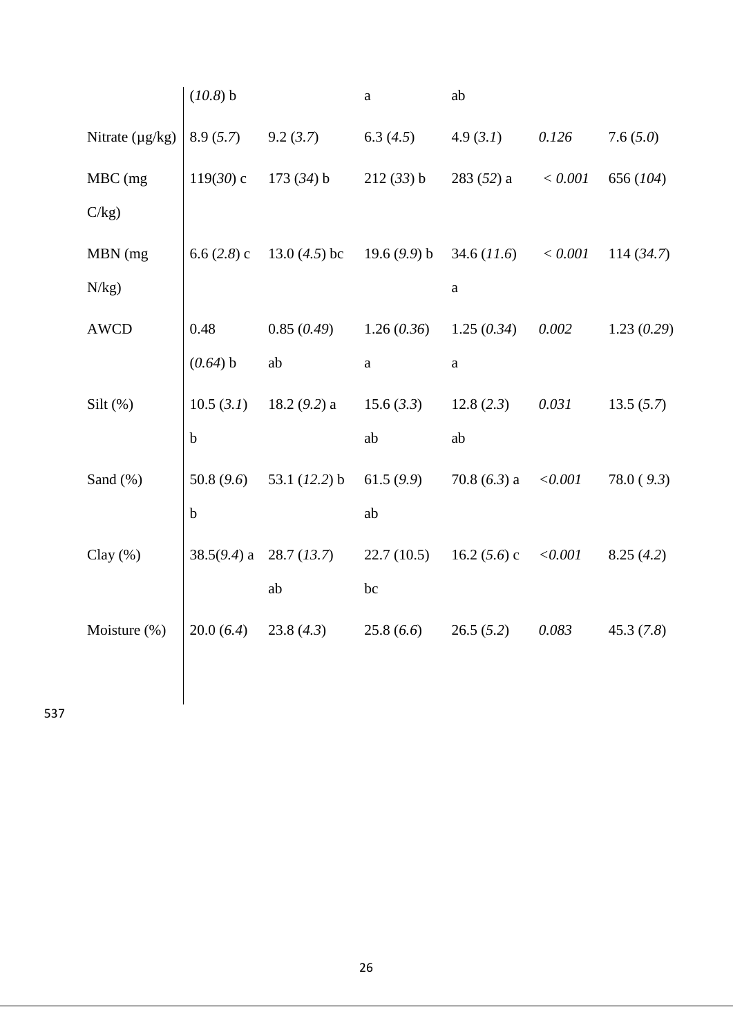| | | | | | | |
|---|---|---|---|---|---|---|
| | (*10.8*) b | | a | ab | | |
| Nitrate (µg/kg) | 8.9 (*5.7*) | 9.2 (*3.7*) | 6.3 (*4.5*) | 4.9 (*3.1*) | *0.126* | 7.6 (*5.0*) |
| MBC (mg C/kg) | 119(*30*) c | 173 (*34*) b | 212 (*33*) b | 283 (*52*) a | *< 0.001* | 656 (*104*) |
| MBN (mg N/kg) | 6.6 (*2.8*) c | 13.0 (*4.5*) bc | 19.6 (*9.9*) b | 34.6 (*11.6*) a | *< 0.001* | 114 (*34.7*) |
| AWCD | 0.48 (*0.64*) b | 0.85 (*0.49*) ab | 1.26 (*0.36*) a | 1.25 (*0.34*) a | *0.002* | 1.23 (*0.29*) |
| Silt (%) | 10.5 (*3.1*) b | 18.2 (*9.2*) a | 15.6 (*3.3*) ab | 12.8 (*2.3*) ab | *0.031* | 13.5 (*5.7*) |
| Sand (%) | 50.8 (*9.6*) b | 53.1 (*12.2*) b | 61.5 (*9.9*) ab | 70.8 (*6.3*) a | *<0.001* | 78.0 ( *9.3*) |
| Clay (%) | 38.5(*9.4*) a | 28.7 (*13.7*) ab | 22.7 (10.5) bc | 16.2 (*5.6*) c | *<0.001* | 8.25 (*4.2*) |
| Moisture (%) | 20.0 (*6.4*) | 23.8 (*4.3*) | 25.8 (*6.6*) | 26.5 (*5.2*) | *0.083* | 45.3 (*7.8*) |

537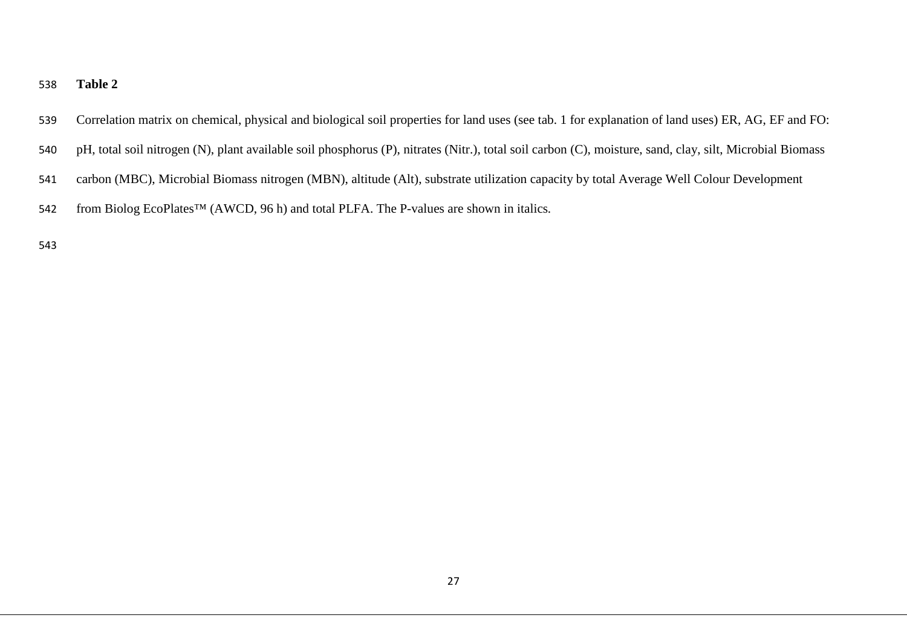**Table 2**

Correlation matrix on chemical, physical and biological soil properties for land uses (see tab. 1 for explanation of land uses) ER, AG, EF and FO: pH, total soil nitrogen (N), plant available soil phosphorus (P), nitrates (Nitr.), total soil carbon (C), moisture, sand, clay, silt, Microbial Biomass carbon (MBC), Microbial Biomass nitrogen (MBN), altitude (Alt), substrate utilization capacity by total Average Well Colour Development from Biolog EcoPlates™ (AWCD, 96 h) and total PLFA. The P-values are shown in italics.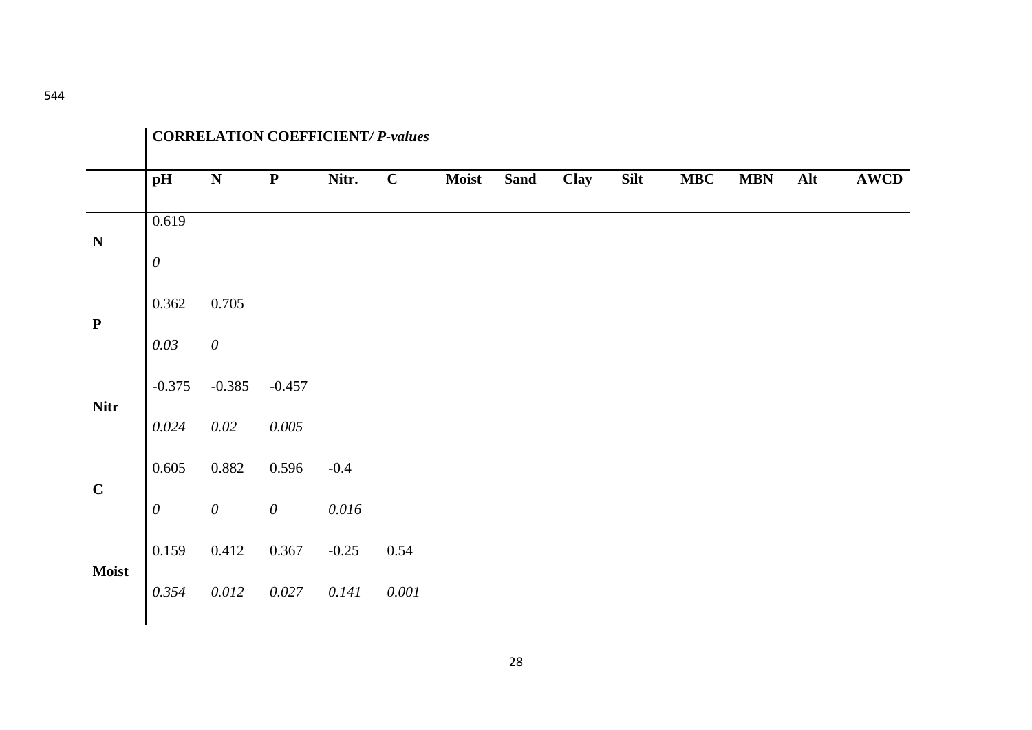**CORRELATION COEFFICIENT/ *P-values***

| | pH | N | P | Nitr. | C | Moist | Sand | Clay | Silt | MBC | MBN | Alt | AWCD |
|---|---|---|---|---|---|---|---|---|---|---|---|---|---|
| **N** | 0.619 | | | | | | | | | | | | |
| | *0* | | | | | | | | | | | | |
| **P** | 0.362 | 0.705 | | | | | | | | | | | |
| | *0.03* | *0* | | | | | | | | | | | |
| **Nitr** | -0.375 | -0.385 | -0.457 | | | | | | | | | | |
| | *0.024* | *0.02* | *0.005* | | | | | | | | | | |
| **C** | 0.605 | 0.882 | 0.596 | -0.4 | | | | | | | | | |
| | *0* | *0* | *0* | *0.016* | | | | | | | | | |
| **Moist** | 0.159 | 0.412 | 0.367 | -0.25 | 0.54 | | | | | | | | |
| | *0.354* | *0.012* | *0.027* | *0.141* | *0.001* | | | | | | | | |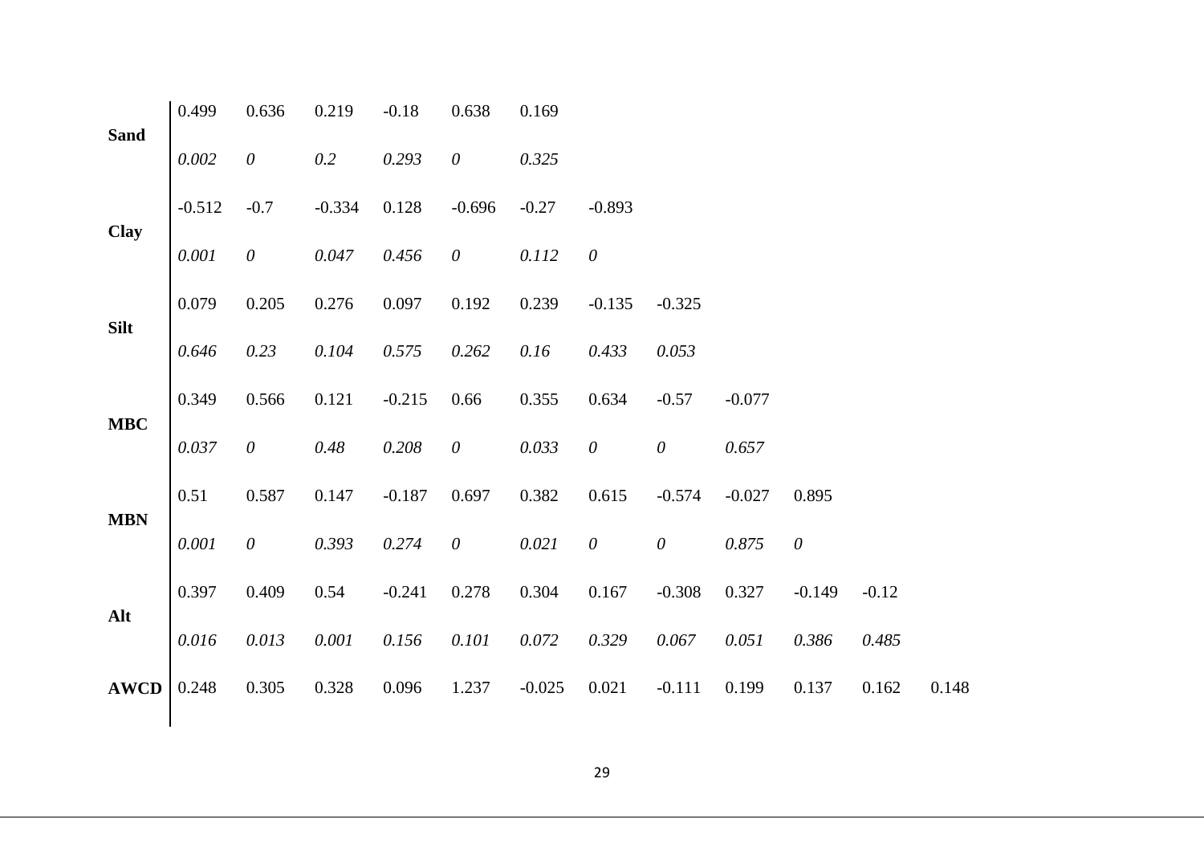| | | | | | | | | | | | | |
|---|---|---|---|---|---|---|---|---|---|---|---|---|
| **Sand** | 0.499 | 0.636 | 0.219 | -0.18 | 0.638 | 0.169 | | | | | | |
| | *0.002* | *0* | *0.2* | *0.293* | *0* | *0.325* | | | | | | |
| **Clay** | -0.512 | -0.7 | -0.334 | 0.128 | -0.696 | -0.27 | -0.893 | | | | | |
| | *0.001* | *0* | *0.047* | *0.456* | *0* | *0.112* | *0* | | | | | |
| **Silt** | 0.079 | 0.205 | 0.276 | 0.097 | 0.192 | 0.239 | -0.135 | -0.325 | | | | |
| | *0.646* | *0.23* | *0.104* | *0.575* | *0.262* | *0.16* | *0.433* | *0.053* | | | | |
| **MBC** | 0.349 | 0.566 | 0.121 | -0.215 | 0.66 | 0.355 | 0.634 | -0.57 | -0.077 | | | |
| | *0.037* | *0* | *0.48* | *0.208* | *0* | *0.033* | *0* | *0* | *0.657* | | | |
| **MBN** | 0.51 | 0.587 | 0.147 | -0.187 | 0.697 | 0.382 | 0.615 | -0.574 | -0.027 | 0.895 | | |
| | *0.001* | *0* | *0.393* | *0.274* | *0* | *0.021* | *0* | *0* | *0.875* | *0* | | |
| **Alt** | 0.397 | 0.409 | 0.54 | -0.241 | 0.278 | 0.304 | 0.167 | -0.308 | 0.327 | -0.149 | -0.12 | |
| | *0.016* | *0.013* | *0.001* | *0.156* | *0.101* | *0.072* | *0.329* | *0.067* | *0.051* | *0.386* | *0.485* | |
| **AWCD** | 0.248 | 0.305 | 0.328 | 0.096 | 1.237 | -0.025 | 0.021 | -0.111 | 0.199 | 0.137 | 0.162 | 0.148 |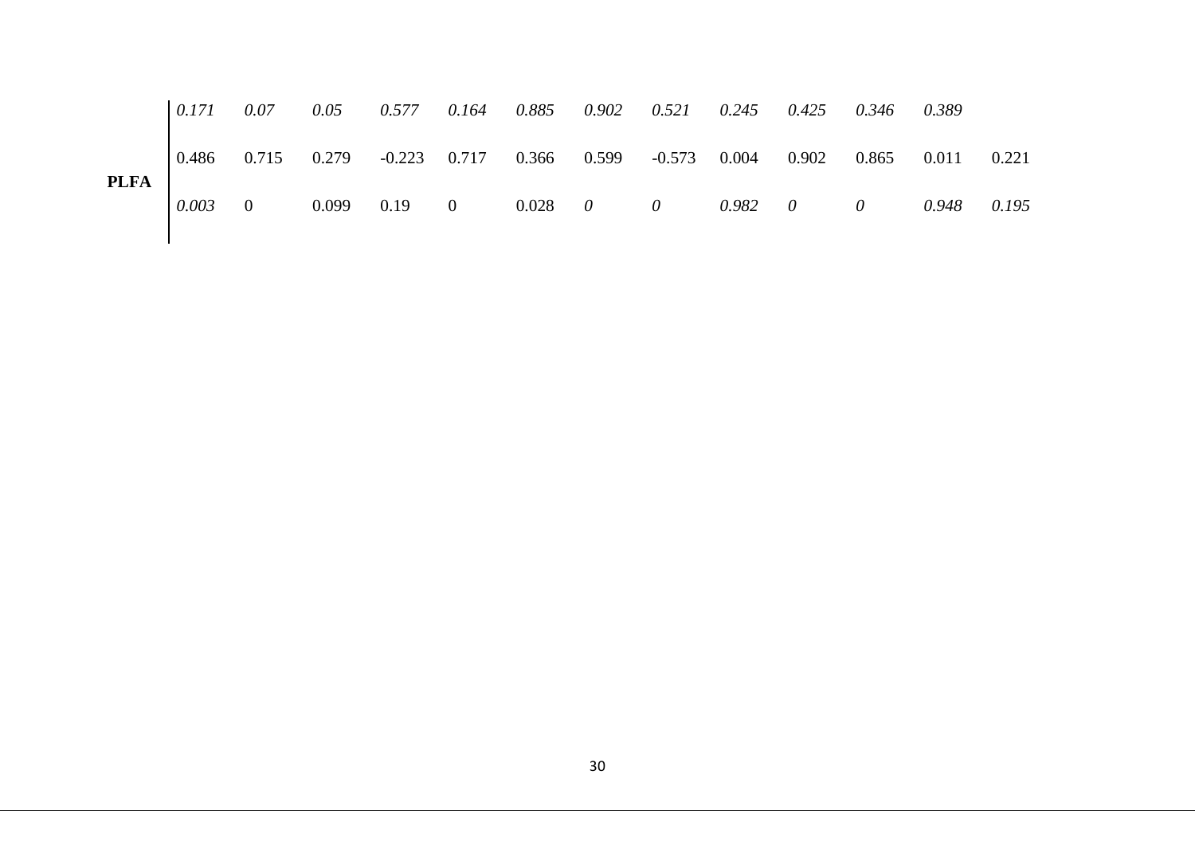| | | | | | | | | | | | | | |
|---|---|---|---|---|---|---|---|---|---|---|---|---|---|
| | *0.171* | *0.07* | *0.05* | *0.577* | *0.164* | *0.885* | *0.902* | *0.521* | *0.245* | *0.425* | *0.346* | *0.389* | |
| **PLFA** | 0.486 | 0.715 | 0.279 | -0.223 | 0.717 | 0.366 | 0.599 | -0.573 | 0.004 | 0.902 | 0.865 | 0.011 | 0.221 |
| | *0.003* | 0 | 0.099 | 0.19 | 0 | 0.028 | *0* | *0* | *0.982* | *0* | *0* | *0.948* | *0.195* |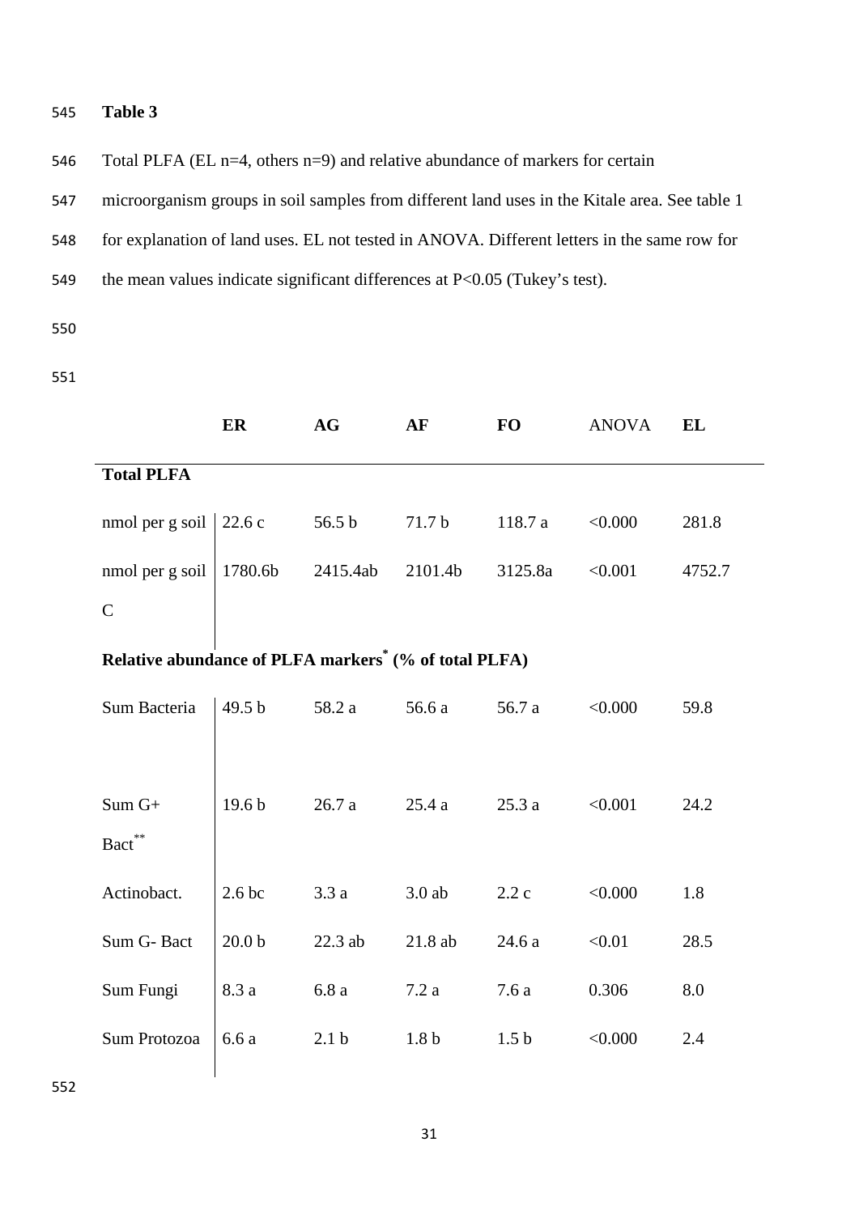**Table 3**

Total PLFA (EL n=4, others n=9) and relative abundance of markers for certain microorganism groups in soil samples from different land uses in the Kitale area. See table 1 for explanation of land uses. EL not tested in ANOVA. Different letters in the same row for the mean values indicate significant differences at P<0.05 (Tukey's test).

| | **ER** | **AG** | **AF** | **FO** | ANOVA | **EL** |
|---|---|---|---|---|---|---|
| **Total PLFA** | | | | | | |
| nmol per g soil | 22.6 c | 56.5 b | 71.7 b | 118.7 a | <0.000 | 281.8 |
| nmol per g soil C | 1780.6b | 2415.4ab | 2101.4b | 3125.8a | <0.001 | 4752.7 |
| **Relative abundance of PLFA markers[*] (% of total PLFA)** | | | | | | |
| Sum Bacteria | 49.5 b | 58.2 a | 56.6 a | 56.7 a | <0.000 | 59.8 |
| Sum G+ Bact[**] | 19.6 b | 26.7 a | 25.4 a | 25.3 a | <0.001 | 24.2 |
| Actinobact. | 2.6 bc | 3.3 a | 3.0 ab | 2.2 c | <0.000 | 1.8 |
| Sum G- Bact | 20.0 b | 22.3 ab | 21.8 ab | 24.6 a | <0.01 | 28.5 |
| Sum Fungi | 8.3 a | 6.8 a | 7.2 a | 7.6 a | 0.306 | 8.0 |
| Sum Protozoa | 6.6 a | 2.1 b | 1.8 b | 1.5 b | <0.000 | 2.4 |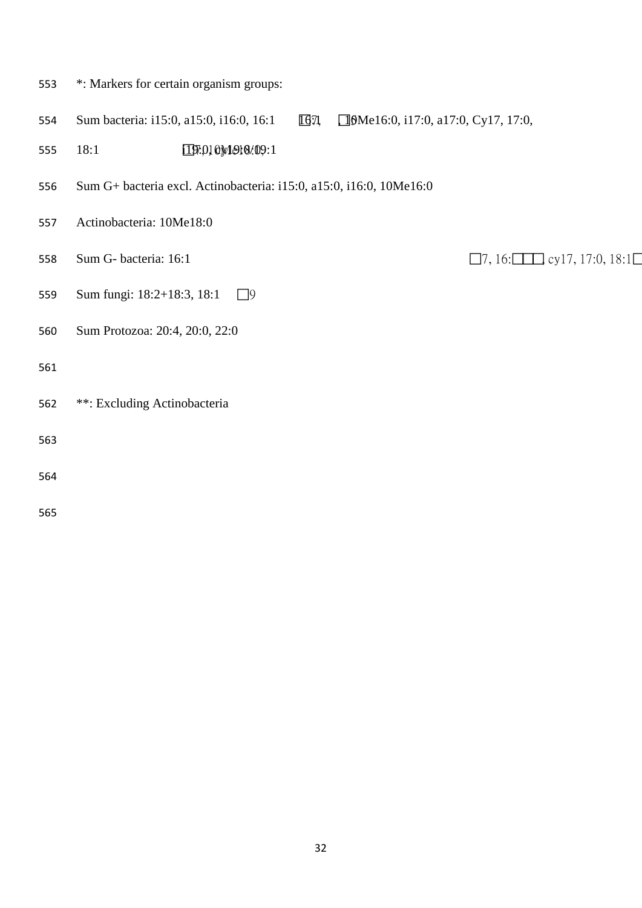*: Markers for certain organism groups:

Sum bacteria: i15:0, a15:0, i16:0, 16:1 □7, □, 10Me16:0, i17:0, a17:0, Cy17, 17:0, 18:1 □, i19:0, cy19:0, 19:1

Sum G+ bacteria excl. Actinobacteria: i15:0, a15:0, i16:0, 10Me16:0

Actinobacteria: 10Me18:0

Sum G- bacteria: 16:1 □7, 16:□□□, cy17, 17:0, 18:1□

Sum fungi: 18:2+18:3, 18:1 □9

Sum Protozoa: 20:4, 20:0, 22:0

**: Excluding Actinobacteria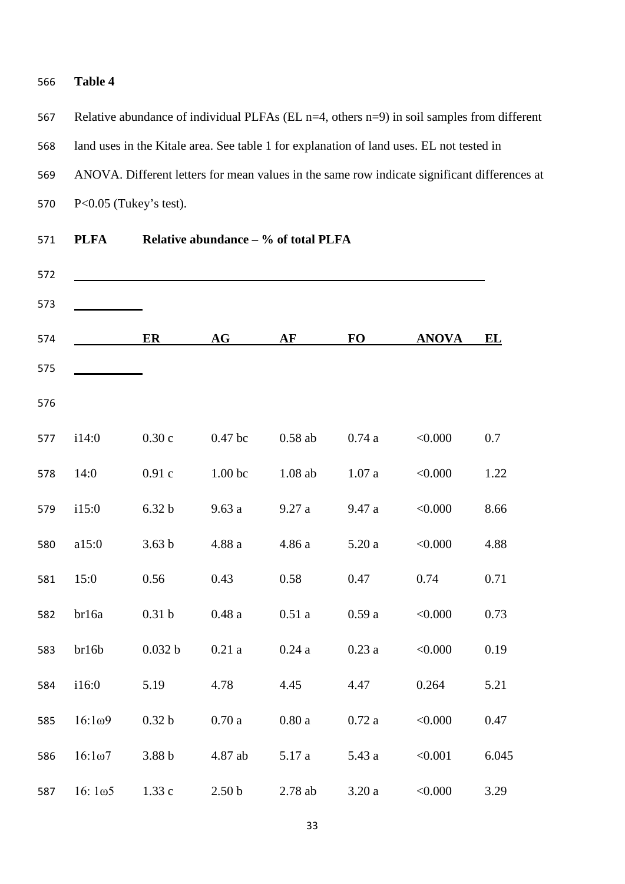**Table 4**

Relative abundance of individual PLFAs (EL n=4, others n=9) in soil samples from different land uses in the Kitale area. See table 1 for explanation of land uses. EL not tested in ANOVA. Different letters for mean values in the same row indicate significant differences at P<0.05 (Tukey's test).

| PLFA | Relative abundance – % of total PLFA | | | | | |
|---|---|---|---|---|---|---|
| | ER | AG | AF | FO | ANOVA | EL |
| i14:0 | 0.30 c | 0.47 bc | 0.58 ab | 0.74 a | <0.000 | 0.7 |
| 14:0 | 0.91 c | 1.00 bc | 1.08 ab | 1.07 a | <0.000 | 1.22 |
| i15:0 | 6.32 b | 9.63 a | 9.27 a | 9.47 a | <0.000 | 8.66 |
| a15:0 | 3.63 b | 4.88 a | 4.86 a | 5.20 a | <0.000 | 4.88 |
| 15:0 | 0.56 | 0.43 | 0.58 | 0.47 | 0.74 | 0.71 |
| br16a | 0.31 b | 0.48 a | 0.51 a | 0.59 a | <0.000 | 0.73 |
| br16b | 0.032 b | 0.21 a | 0.24 a | 0.23 a | <0.000 | 0.19 |
| i16:0 | 5.19 | 4.78 | 4.45 | 4.47 | 0.264 | 5.21 |
| 16:1ω9 | 0.32 b | 0.70 a | 0.80 a | 0.72 a | <0.000 | 0.47 |
| 16:1ω7 | 3.88 b | 4.87 ab | 5.17 a | 5.43 a | <0.001 | 6.045 |
| 16: 1ω5 | 1.33 c | 2.50 b | 2.78 ab | 3.20 a | <0.000 | 3.29 |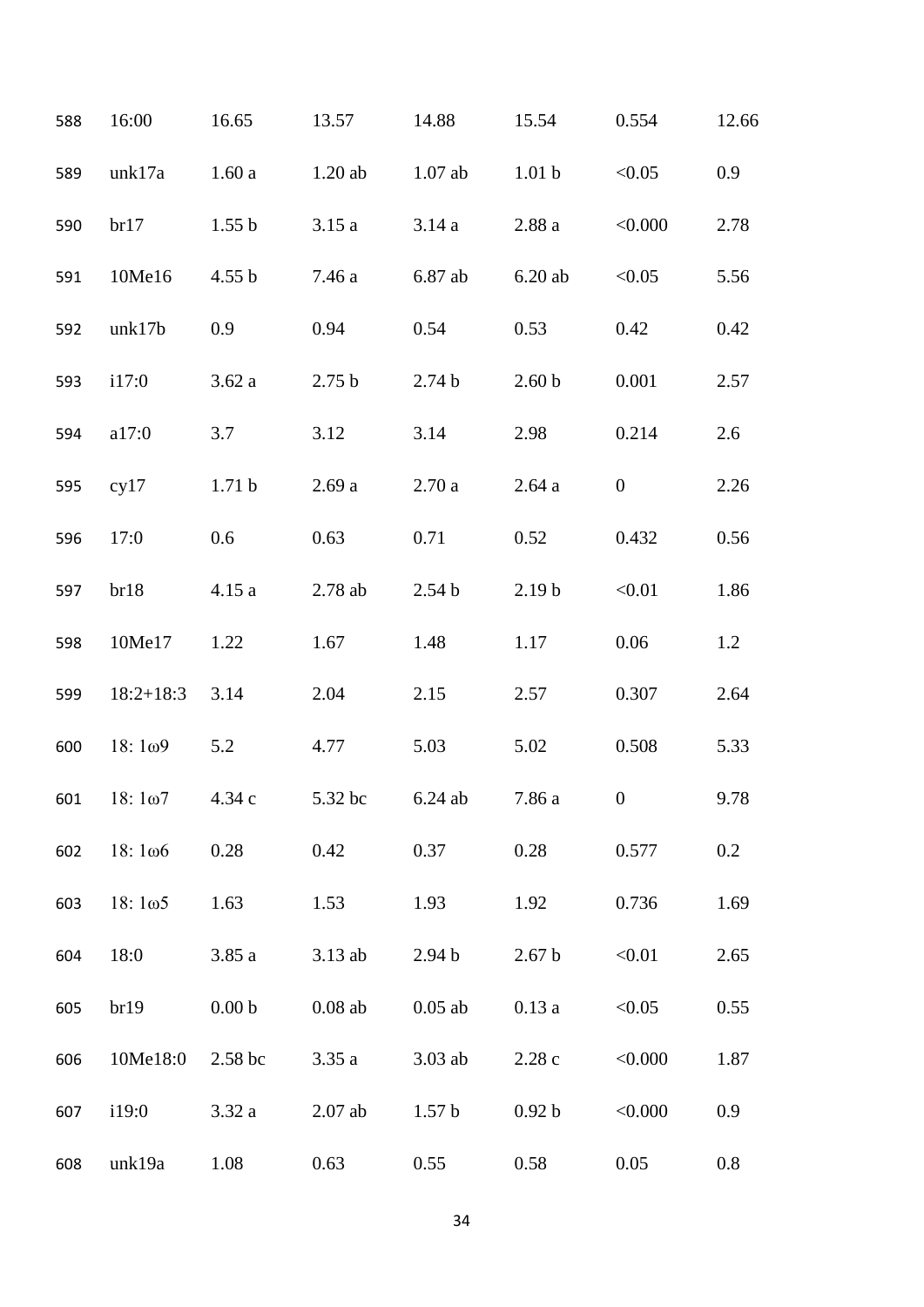| | | | | | | | |
|---|---|---|---|---|---|---|---|
| 588 | 16:00 | 16.65 | 13.57 | 14.88 | 15.54 | 0.554 | 12.66 |
| 589 | unk17a | 1.60 a | 1.20 ab | 1.07 ab | 1.01 b | <0.05 | 0.9 |
| 590 | br17 | 1.55 b | 3.15 a | 3.14 a | 2.88 a | <0.000 | 2.78 |
| 591 | 10Me16 | 4.55 b | 7.46 a | 6.87 ab | 6.20 ab | <0.05 | 5.56 |
| 592 | unk17b | 0.9 | 0.94 | 0.54 | 0.53 | 0.42 | 0.42 |
| 593 | i17:0 | 3.62 a | 2.75 b | 2.74 b | 2.60 b | 0.001 | 2.57 |
| 594 | a17:0 | 3.7 | 3.12 | 3.14 | 2.98 | 0.214 | 2.6 |
| 595 | cy17 | 1.71 b | 2.69 a | 2.70 a | 2.64 a | 0 | 2.26 |
| 596 | 17:0 | 0.6 | 0.63 | 0.71 | 0.52 | 0.432 | 0.56 |
| 597 | br18 | 4.15 a | 2.78 ab | 2.54 b | 2.19 b | <0.01 | 1.86 |
| 598 | 10Me17 | 1.22 | 1.67 | 1.48 | 1.17 | 0.06 | 1.2 |
| 599 | 18:2+18:3 | 3.14 | 2.04 | 2.15 | 2.57 | 0.307 | 2.64 |
| 600 | 18: 1ω9 | 5.2 | 4.77 | 5.03 | 5.02 | 0.508 | 5.33 |
| 601 | 18: 1ω7 | 4.34 c | 5.32 bc | 6.24 ab | 7.86 a | 0 | 9.78 |
| 602 | 18: 1ω6 | 0.28 | 0.42 | 0.37 | 0.28 | 0.577 | 0.2 |
| 603 | 18: 1ω5 | 1.63 | 1.53 | 1.93 | 1.92 | 0.736 | 1.69 |
| 604 | 18:0 | 3.85 a | 3.13 ab | 2.94 b | 2.67 b | <0.01 | 2.65 |
| 605 | br19 | 0.00 b | 0.08 ab | 0.05 ab | 0.13 a | <0.05 | 0.55 |
| 606 | 10Me18:0 | 2.58 bc | 3.35 a | 3.03 ab | 2.28 c | <0.000 | 1.87 |
| 607 | i19:0 | 3.32 a | 2.07 ab | 1.57 b | 0.92 b | <0.000 | 0.9 |
| 608 | unk19a | 1.08 | 0.63 | 0.55 | 0.58 | 0.05 | 0.8 |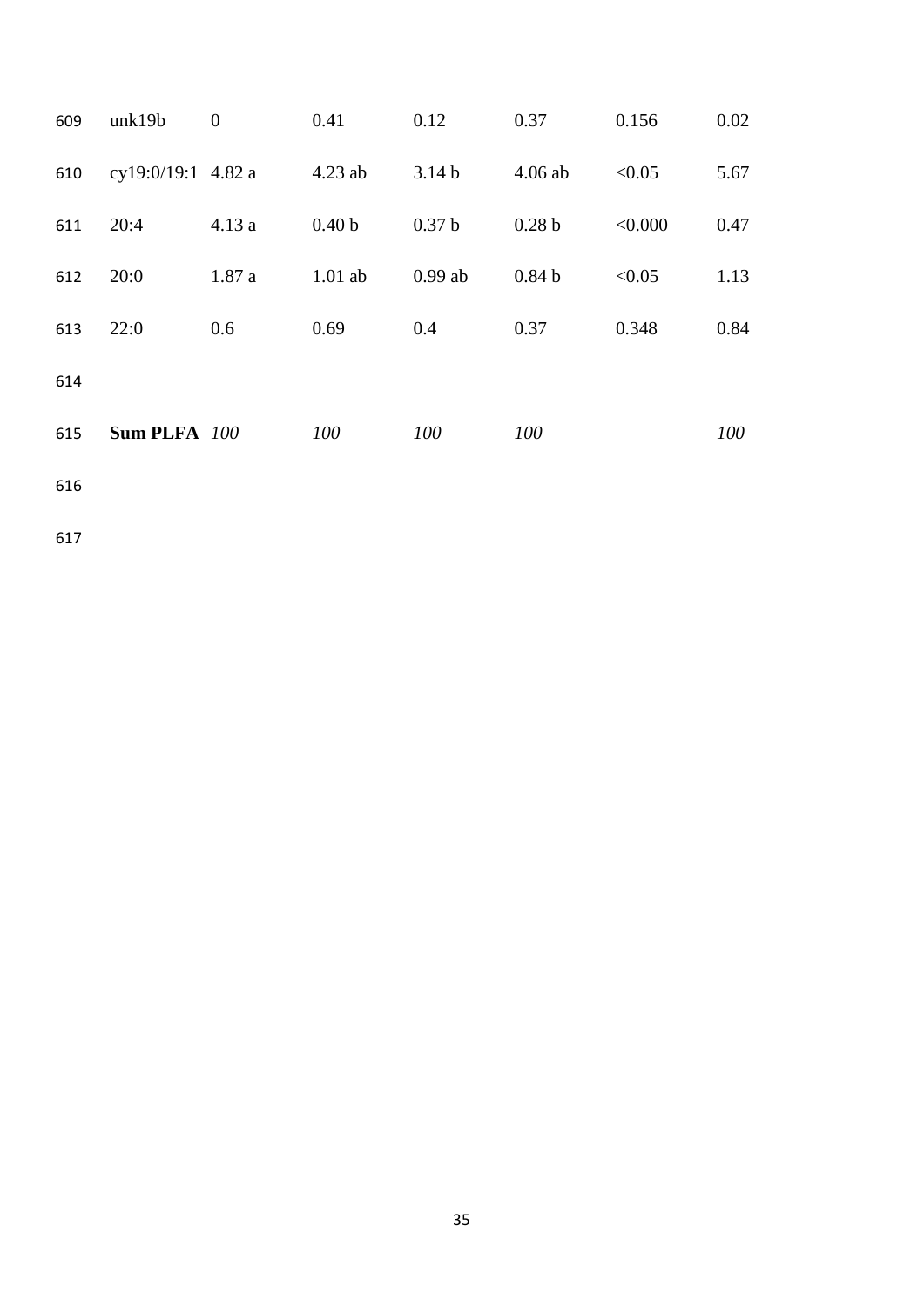| | | | | | | |
|---|---|---|---|---|---|---|
| unk19b | 0 | 0.41 | 0.12 | 0.37 | 0.156 | 0.02 |
| cy19:0/19:1 | 4.82 a | 4.23 ab | 3.14 b | 4.06 ab | <0.05 | 5.67 |
| 20:4 | 4.13 a | 0.40 b | 0.37 b | 0.28 b | <0.000 | 0.47 |
| 20:0 | 1.87 a | 1.01 ab | 0.99 ab | 0.84 b | <0.05 | 1.13 |
| 22:0 | 0.6 | 0.69 | 0.4 | 0.37 | 0.348 | 0.84 |
| | | | | | | |
| **Sum PLFA** | *100* | *100* | *100* | *100* | | *100* |